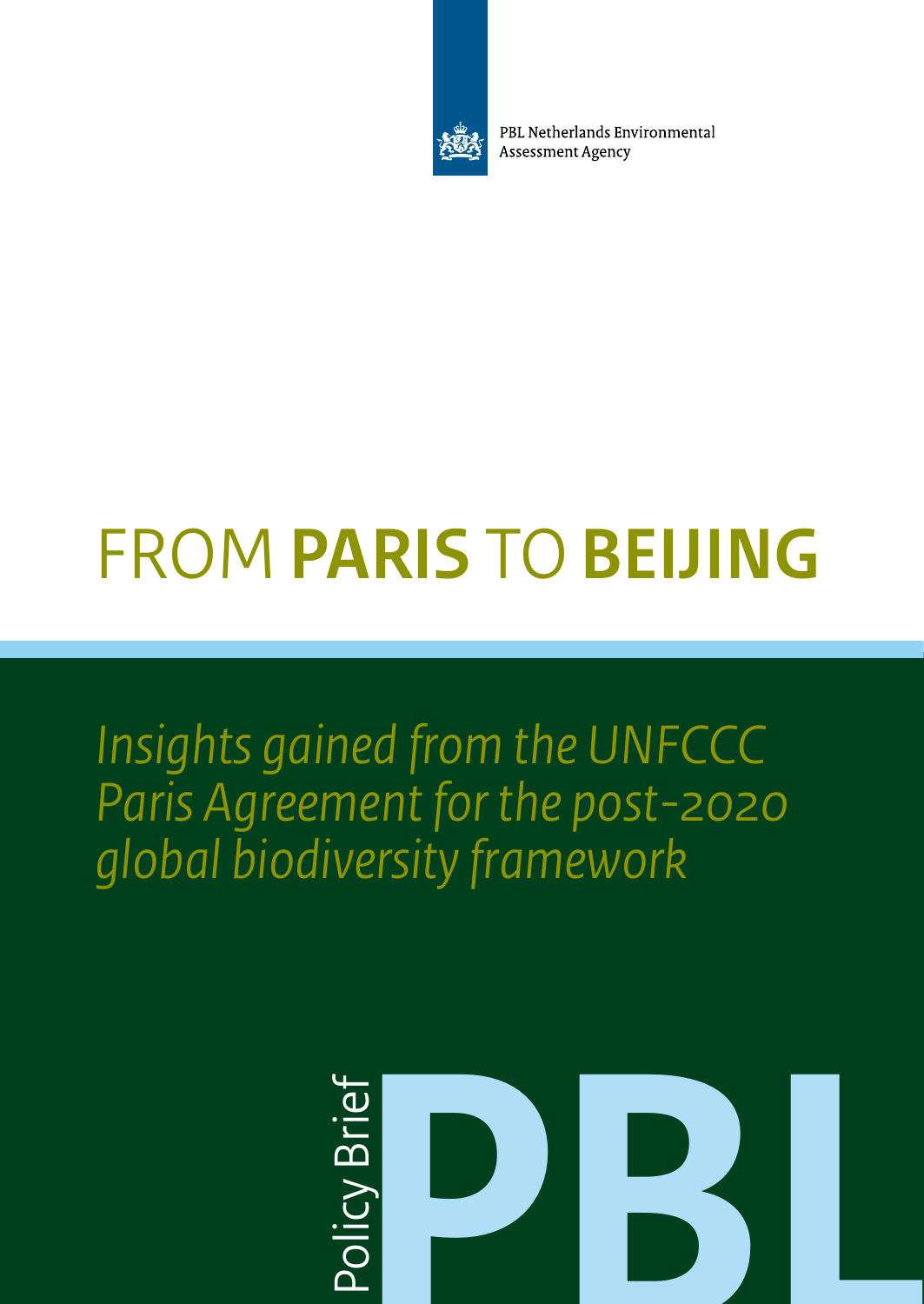PBL Netherlands Environmental Assessment Agency

# FROM **PARIS** TO **BEIJING**

*Insights gained from the UNFCCC Paris Agreement for the post-2020 global biodiversity framework*

Policy Brief

PBL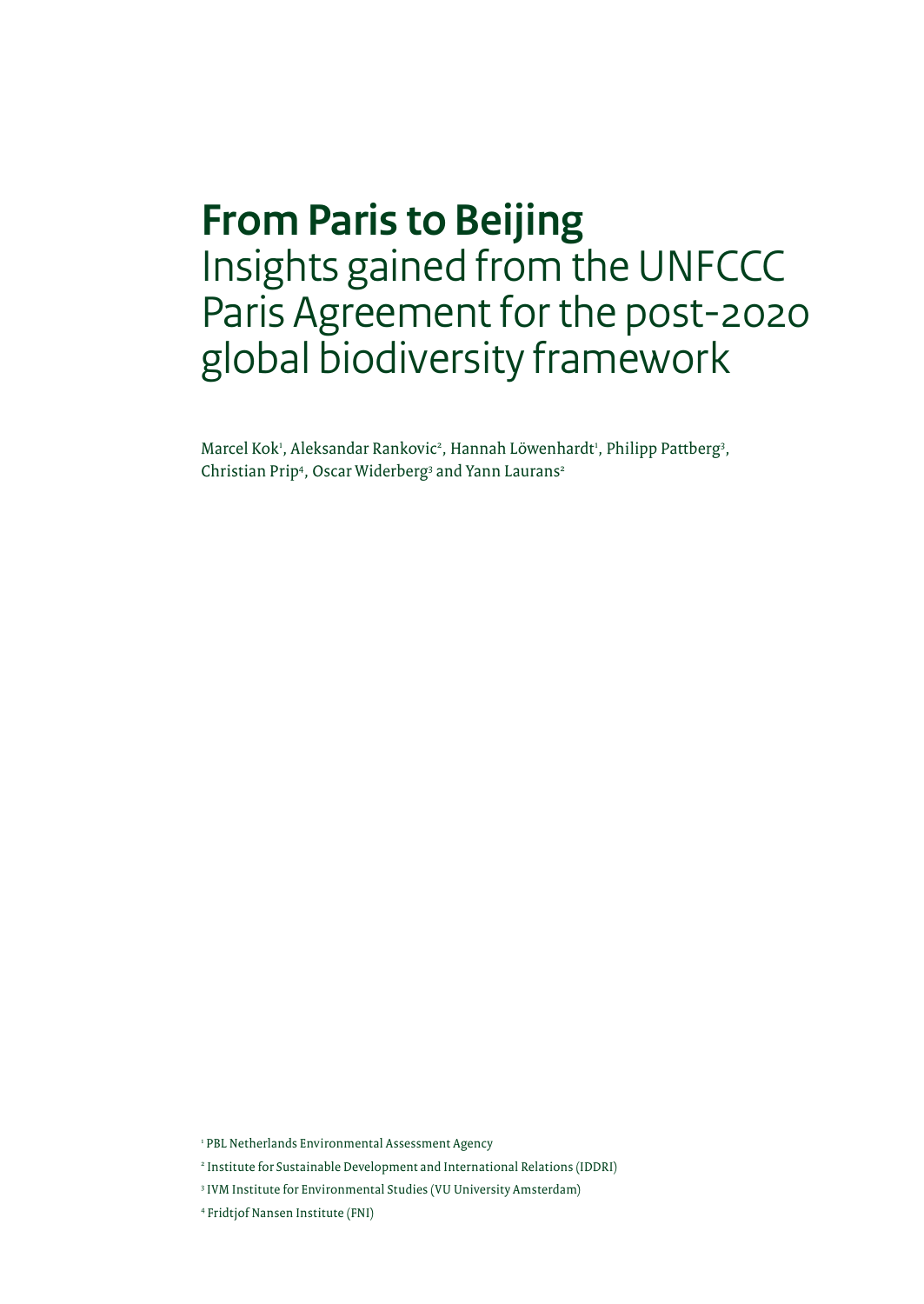# From Paris to Beijing

## Insights gained from the UNFCCC Paris Agreement for the post-2020 global biodiversity framework

Marcel Kok[1], Aleksandar Rankovic[2], Hannah Löwenhardt[1], Philipp Pattberg[3], Christian Prip[4], Oscar Widerberg[3] and Yann Laurans[2]

[1] PBL Netherlands Environmental Assessment Agency

[2] Institute for Sustainable Development and International Relations (IDDRI)

[3] IVM Institute for Environmental Studies (VU University Amsterdam)

[4] Fridtjof Nansen Institute (FNI)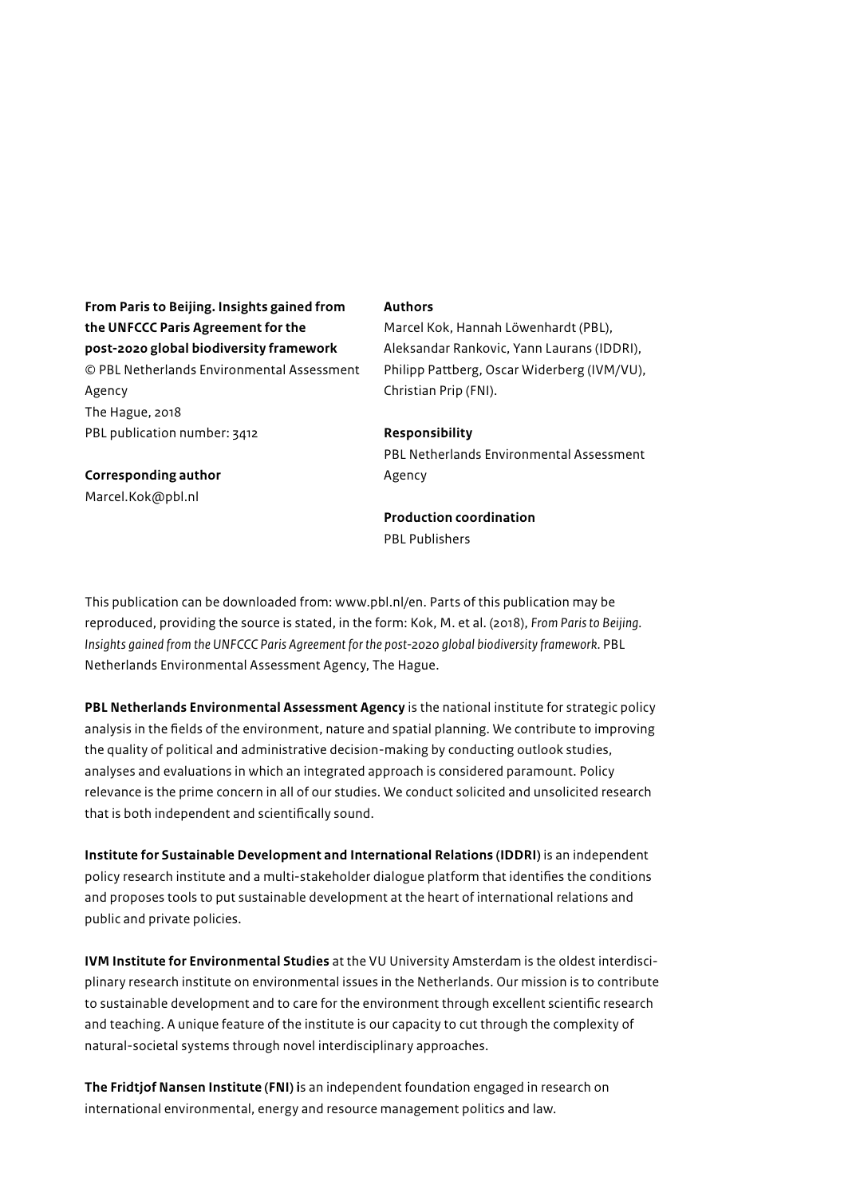**From Paris to Beijing. Insights gained from the UNFCCC Paris Agreement for the post-2020 global biodiversity framework**
© PBL Netherlands Environmental Assessment Agency
The Hague, 2018
PBL publication number: 3412

**Corresponding author**
Marcel.Kok@pbl.nl

**Authors**
Marcel Kok, Hannah Löwenhardt (PBL), Aleksandar Rankovic, Yann Laurans (IDDRI), Philipp Pattberg, Oscar Widerberg (IVM/VU), Christian Prip (FNI).

**Responsibility**
PBL Netherlands Environmental Assessment Agency

**Production coordination**
PBL Publishers

This publication can be downloaded from: www.pbl.nl/en. Parts of this publication may be reproduced, providing the source is stated, in the form: Kok, M. et al. (2018), *From Paris to Beijing. Insights gained from the UNFCCC Paris Agreement for the post-2020 global biodiversity framework.* PBL Netherlands Environmental Assessment Agency, The Hague.

**PBL Netherlands Environmental Assessment Agency** is the national institute for strategic policy analysis in the fields of the environment, nature and spatial planning. We contribute to improving the quality of political and administrative decision-making by conducting outlook studies, analyses and evaluations in which an integrated approach is considered paramount. Policy relevance is the prime concern in all of our studies. We conduct solicited and unsolicited research that is both independent and scientifically sound.

**Institute for Sustainable Development and International Relations (IDDRI)** is an independent policy research institute and a multi-stakeholder dialogue platform that identifies the conditions and proposes tools to put sustainable development at the heart of international relations and public and private policies.

**IVM Institute for Environmental Studies** at the VU University Amsterdam is the oldest interdisciplinary research institute on environmental issues in the Netherlands. Our mission is to contribute to sustainable development and to care for the environment through excellent scientific research and teaching. A unique feature of the institute is our capacity to cut through the complexity of natural-societal systems through novel interdisciplinary approaches.

**The Fridtjof Nansen Institute (FNI) i**s an independent foundation engaged in research on international environmental, energy and resource management politics and law.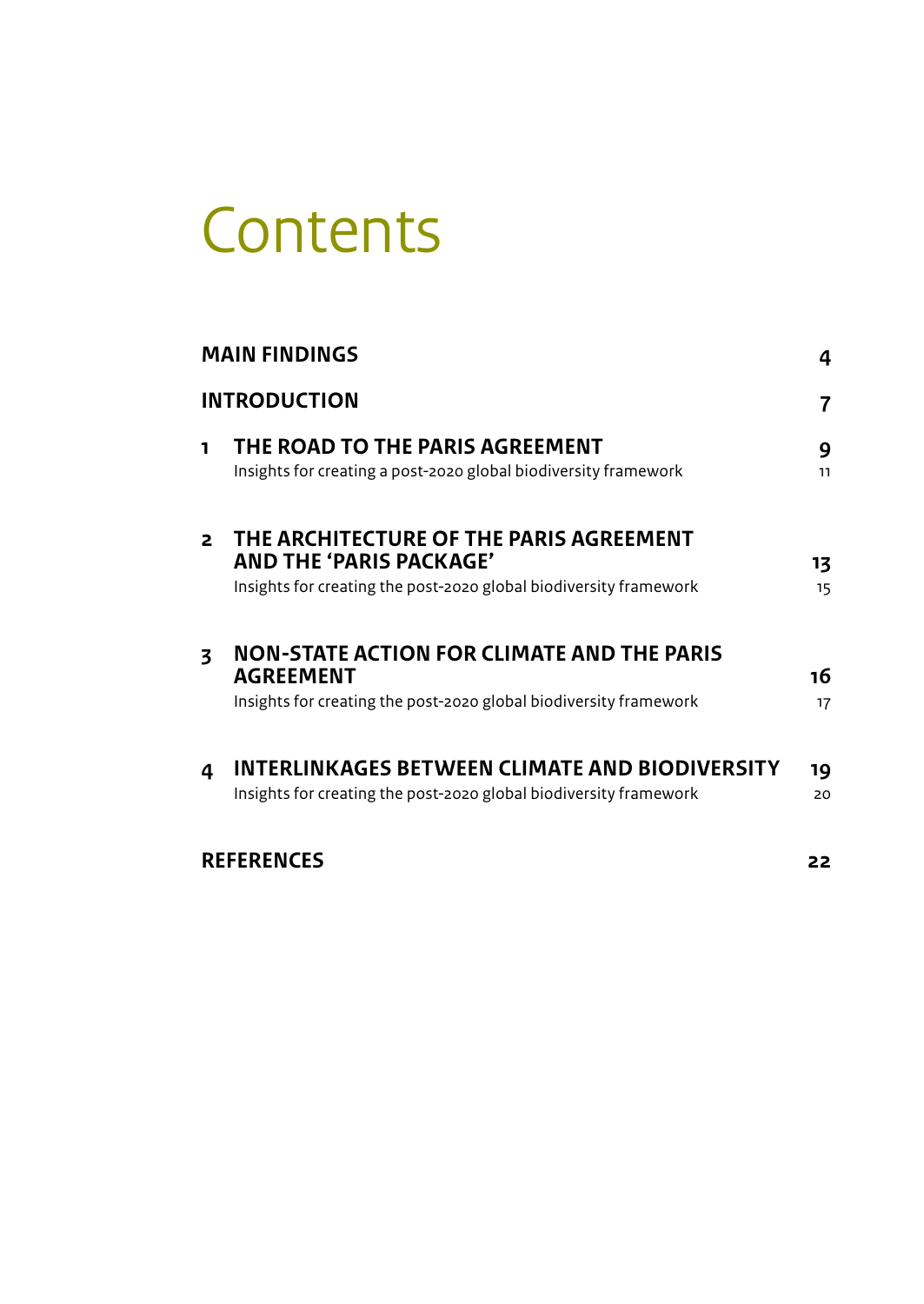# Contents

| | | |
|---|---|---|
| **MAIN FINDINGS** | | **4** |
| **INTRODUCTION** | | **7** |
| **1** | **THE ROAD TO THE PARIS AGREEMENT** | **9** |
| | Insights for creating a post-2020 global biodiversity framework | 11 |
| **2** | **THE ARCHITECTURE OF THE PARIS AGREEMENT AND THE 'PARIS PACKAGE'** | **13** |
| | Insights for creating the post-2020 global biodiversity framework | 15 |
| **3** | **NON-STATE ACTION FOR CLIMATE AND THE PARIS AGREEMENT** | **16** |
| | Insights for creating the post-2020 global biodiversity framework | 17 |
| **4** | **INTERLINKAGES BETWEEN CLIMATE AND BIODIVERSITY** | **19** |
| | Insights for creating the post-2020 global biodiversity framework | 20 |
| **REFERENCES** | | **22** |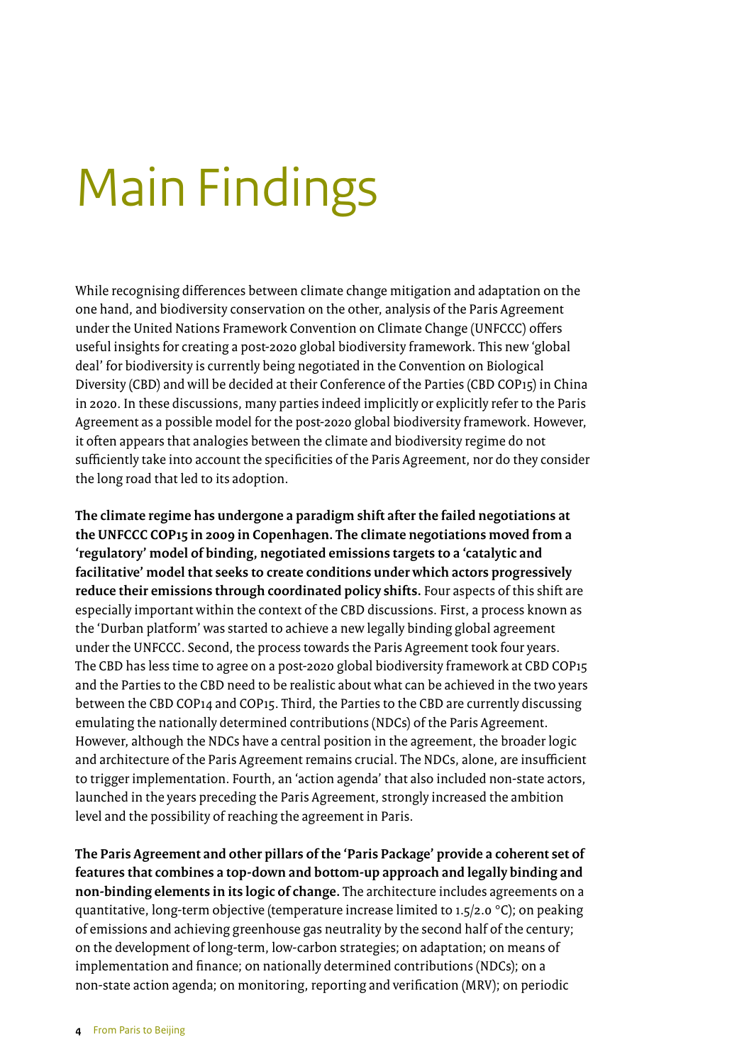# Main Findings

While recognising differences between climate change mitigation and adaptation on the one hand, and biodiversity conservation on the other, analysis of the Paris Agreement under the United Nations Framework Convention on Climate Change (UNFCCC) offers useful insights for creating a post-2020 global biodiversity framework. This new 'global deal' for biodiversity is currently being negotiated in the Convention on Biological Diversity (CBD) and will be decided at their Conference of the Parties (CBD COP15) in China in 2020. In these discussions, many parties indeed implicitly or explicitly refer to the Paris Agreement as a possible model for the post-2020 global biodiversity framework. However, it often appears that analogies between the climate and biodiversity regime do not sufficiently take into account the specificities of the Paris Agreement, nor do they consider the long road that led to its adoption.

**The climate regime has undergone a paradigm shift after the failed negotiations at the UNFCCC COP15 in 2009 in Copenhagen. The climate negotiations moved from a 'regulatory' model of binding, negotiated emissions targets to a 'catalytic and facilitative' model that seeks to create conditions under which actors progressively reduce their emissions through coordinated policy shifts.** Four aspects of this shift are especially important within the context of the CBD discussions. First, a process known as the 'Durban platform' was started to achieve a new legally binding global agreement under the UNFCCC. Second, the process towards the Paris Agreement took four years. The CBD has less time to agree on a post-2020 global biodiversity framework at CBD COP15 and the Parties to the CBD need to be realistic about what can be achieved in the two years between the CBD COP14 and COP15. Third, the Parties to the CBD are currently discussing emulating the nationally determined contributions (NDCs) of the Paris Agreement. However, although the NDCs have a central position in the agreement, the broader logic and architecture of the Paris Agreement remains crucial. The NDCs, alone, are insufficient to trigger implementation. Fourth, an 'action agenda' that also included non-state actors, launched in the years preceding the Paris Agreement, strongly increased the ambition level and the possibility of reaching the agreement in Paris.

**The Paris Agreement and other pillars of the 'Paris Package' provide a coherent set of features that combines a top-down and bottom-up approach and legally binding and non-binding elements in its logic of change.** The architecture includes agreements on a quantitative, long-term objective (temperature increase limited to 1.5/2.0 °C); on peaking of emissions and achieving greenhouse gas neutrality by the second half of the century; on the development of long-term, low-carbon strategies; on adaptation; on means of implementation and finance; on nationally determined contributions (NDCs); on a non-state action agenda; on monitoring, reporting and verification (MRV); on periodic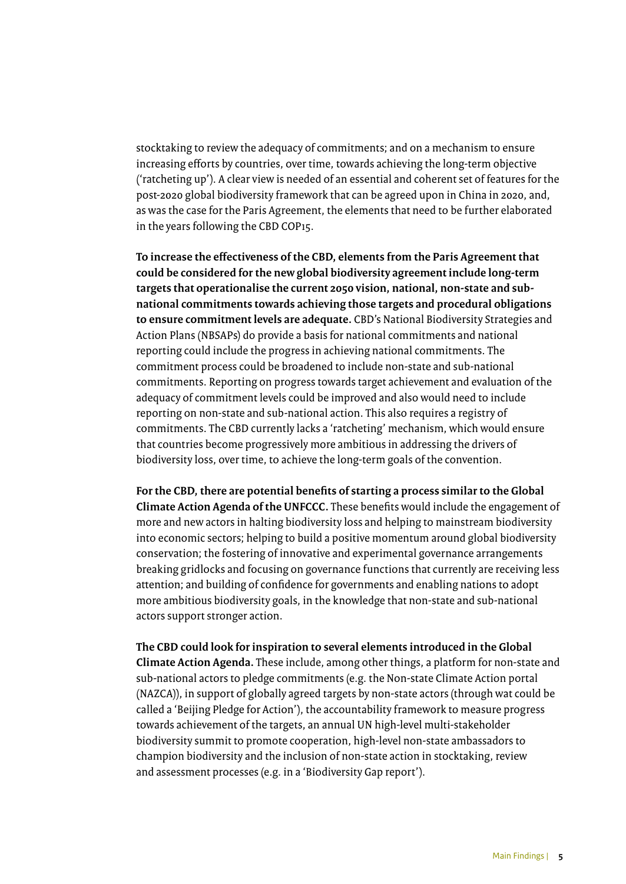stocktaking to review the adequacy of commitments; and on a mechanism to ensure increasing efforts by countries, over time, towards achieving the long-term objective ('ratcheting up'). A clear view is needed of an essential and coherent set of features for the post-2020 global biodiversity framework that can be agreed upon in China in 2020, and, as was the case for the Paris Agreement, the elements that need to be further elaborated in the years following the CBD COP15.

**To increase the effectiveness of the CBD, elements from the Paris Agreement that could be considered for the new global biodiversity agreement include long-term targets that operationalise the current 2050 vision, national, non-state and sub-national commitments towards achieving those targets and procedural obligations to ensure commitment levels are adequate.** CBD's National Biodiversity Strategies and Action Plans (NBSAPs) do provide a basis for national commitments and national reporting could include the progress in achieving national commitments. The commitment process could be broadened to include non-state and sub-national commitments. Reporting on progress towards target achievement and evaluation of the adequacy of commitment levels could be improved and also would need to include reporting on non-state and sub-national action. This also requires a registry of commitments. The CBD currently lacks a 'ratcheting' mechanism, which would ensure that countries become progressively more ambitious in addressing the drivers of biodiversity loss, over time, to achieve the long-term goals of the convention.

**For the CBD, there are potential benefits of starting a process similar to the Global Climate Action Agenda of the UNFCCC.** These benefits would include the engagement of more and new actors in halting biodiversity loss and helping to mainstream biodiversity into economic sectors; helping to build a positive momentum around global biodiversity conservation; the fostering of innovative and experimental governance arrangements breaking gridlocks and focusing on governance functions that currently are receiving less attention; and building of confidence for governments and enabling nations to adopt more ambitious biodiversity goals, in the knowledge that non-state and sub-national actors support stronger action.

**The CBD could look for inspiration to several elements introduced in the Global Climate Action Agenda.** These include, among other things, a platform for non-state and sub-national actors to pledge commitments (e.g. the Non-state Climate Action portal (NAZCA)), in support of globally agreed targets by non-state actors (through wat could be called a 'Beijing Pledge for Action'), the accountability framework to measure progress towards achievement of the targets, an annual UN high-level multi-stakeholder biodiversity summit to promote cooperation, high-level non-state ambassadors to champion biodiversity and the inclusion of non-state action in stocktaking, review and assessment processes (e.g. in a 'Biodiversity Gap report').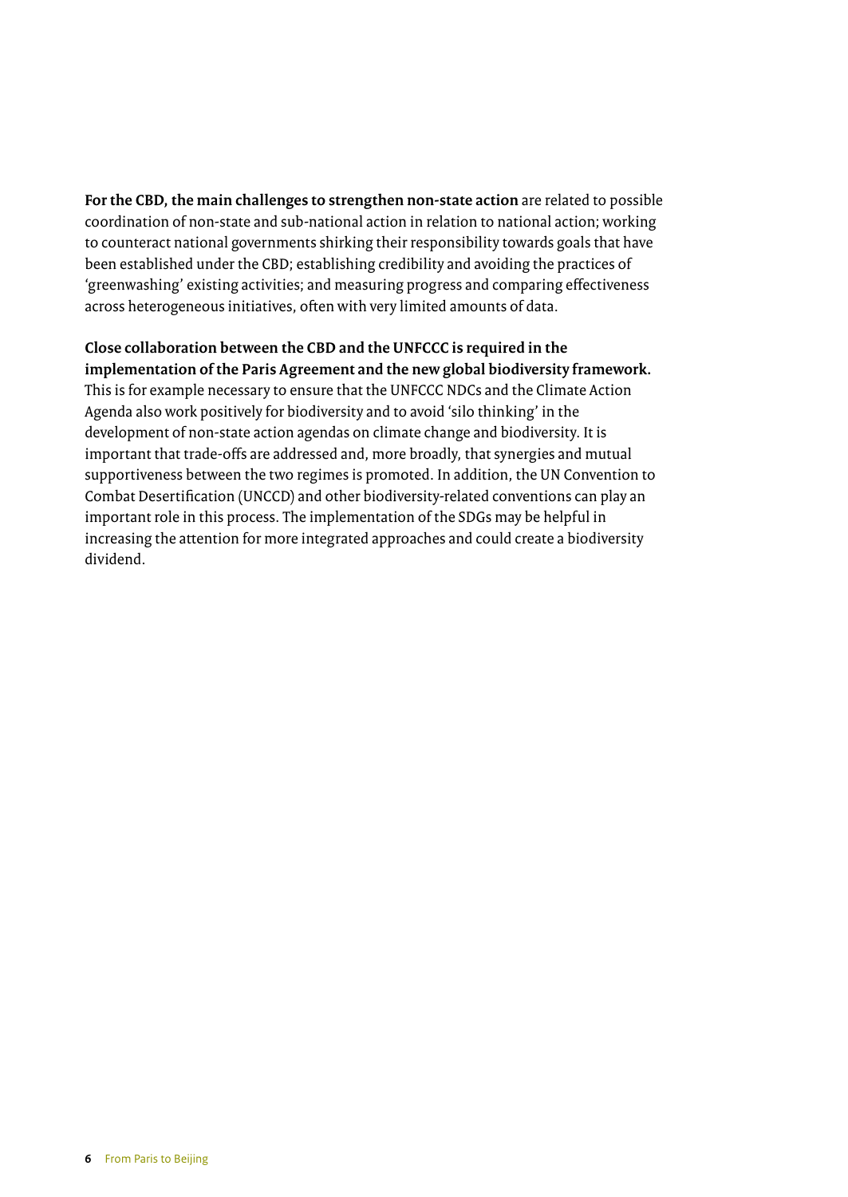**For the CBD, the main challenges to strengthen non-state action** are related to possible coordination of non-state and sub-national action in relation to national action; working to counteract national governments shirking their responsibility towards goals that have been established under the CBD; establishing credibility and avoiding the practices of 'greenwashing' existing activities; and measuring progress and comparing effectiveness across heterogeneous initiatives, often with very limited amounts of data.

**Close collaboration between the CBD and the UNFCCC is required in the implementation of the Paris Agreement and the new global biodiversity framework.** This is for example necessary to ensure that the UNFCCC NDCs and the Climate Action Agenda also work positively for biodiversity and to avoid 'silo thinking' in the development of non-state action agendas on climate change and biodiversity. It is important that trade-offs are addressed and, more broadly, that synergies and mutual supportiveness between the two regimes is promoted. In addition, the UN Convention to Combat Desertification (UNCCD) and other biodiversity-related conventions can play an important role in this process. The implementation of the SDGs may be helpful in increasing the attention for more integrated approaches and could create a biodiversity dividend.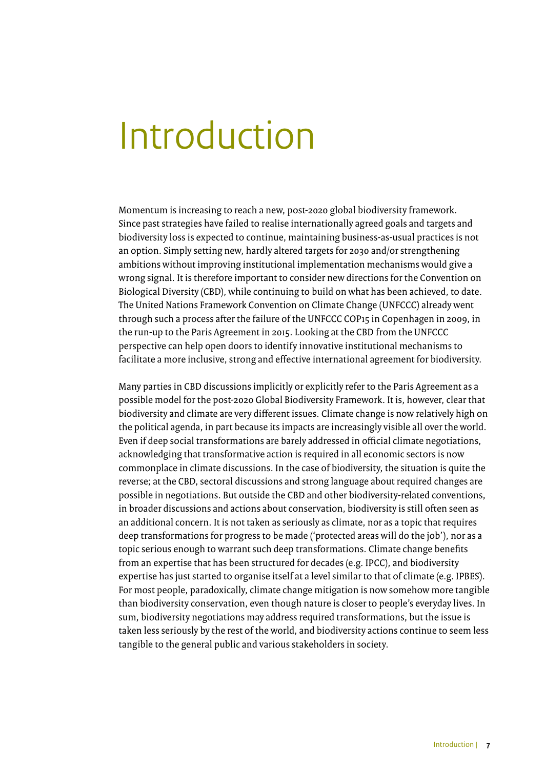# Introduction

Momentum is increasing to reach a new, post-2020 global biodiversity framework. Since past strategies have failed to realise internationally agreed goals and targets and biodiversity loss is expected to continue, maintaining business-as-usual practices is not an option. Simply setting new, hardly altered targets for 2030 and/or strengthening ambitions without improving institutional implementation mechanisms would give a wrong signal. It is therefore important to consider new directions for the Convention on Biological Diversity (CBD), while continuing to build on what has been achieved, to date. The United Nations Framework Convention on Climate Change (UNFCCC) already went through such a process after the failure of the UNFCCC COP15 in Copenhagen in 2009, in the run-up to the Paris Agreement in 2015. Looking at the CBD from the UNFCCC perspective can help open doors to identify innovative institutional mechanisms to facilitate a more inclusive, strong and effective international agreement for biodiversity.

Many parties in CBD discussions implicitly or explicitly refer to the Paris Agreement as a possible model for the post-2020 Global Biodiversity Framework. It is, however, clear that biodiversity and climate are very different issues. Climate change is now relatively high on the political agenda, in part because its impacts are increasingly visible all over the world. Even if deep social transformations are barely addressed in official climate negotiations, acknowledging that transformative action is required in all economic sectors is now commonplace in climate discussions. In the case of biodiversity, the situation is quite the reverse; at the CBD, sectoral discussions and strong language about required changes are possible in negotiations. But outside the CBD and other biodiversity-related conventions, in broader discussions and actions about conservation, biodiversity is still often seen as an additional concern. It is not taken as seriously as climate, nor as a topic that requires deep transformations for progress to be made ('protected areas will do the job'), nor as a topic serious enough to warrant such deep transformations. Climate change benefits from an expertise that has been structured for decades (e.g. IPCC), and biodiversity expertise has just started to organise itself at a level similar to that of climate (e.g. IPBES). For most people, paradoxically, climate change mitigation is now somehow more tangible than biodiversity conservation, even though nature is closer to people's everyday lives. In sum, biodiversity negotiations may address required transformations, but the issue is taken less seriously by the rest of the world, and biodiversity actions continue to seem less tangible to the general public and various stakeholders in society.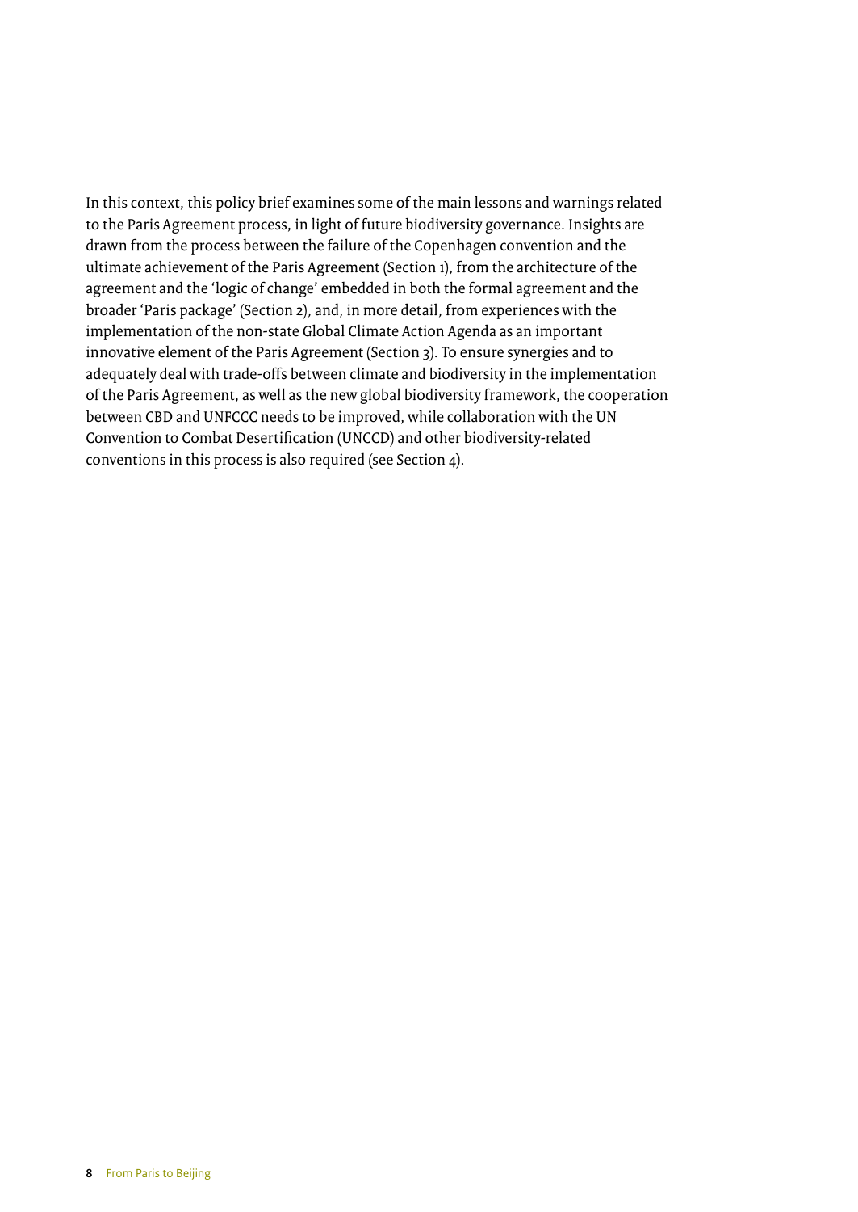In this context, this policy brief examines some of the main lessons and warnings related to the Paris Agreement process, in light of future biodiversity governance. Insights are drawn from the process between the failure of the Copenhagen convention and the ultimate achievement of the Paris Agreement (Section 1), from the architecture of the agreement and the 'logic of change' embedded in both the formal agreement and the broader 'Paris package' (Section 2), and, in more detail, from experiences with the implementation of the non-state Global Climate Action Agenda as an important innovative element of the Paris Agreement (Section 3). To ensure synergies and to adequately deal with trade-offs between climate and biodiversity in the implementation of the Paris Agreement, as well as the new global biodiversity framework, the cooperation between CBD and UNFCCC needs to be improved, while collaboration with the UN Convention to Combat Desertification (UNCCD) and other biodiversity-related conventions in this process is also required (see Section 4).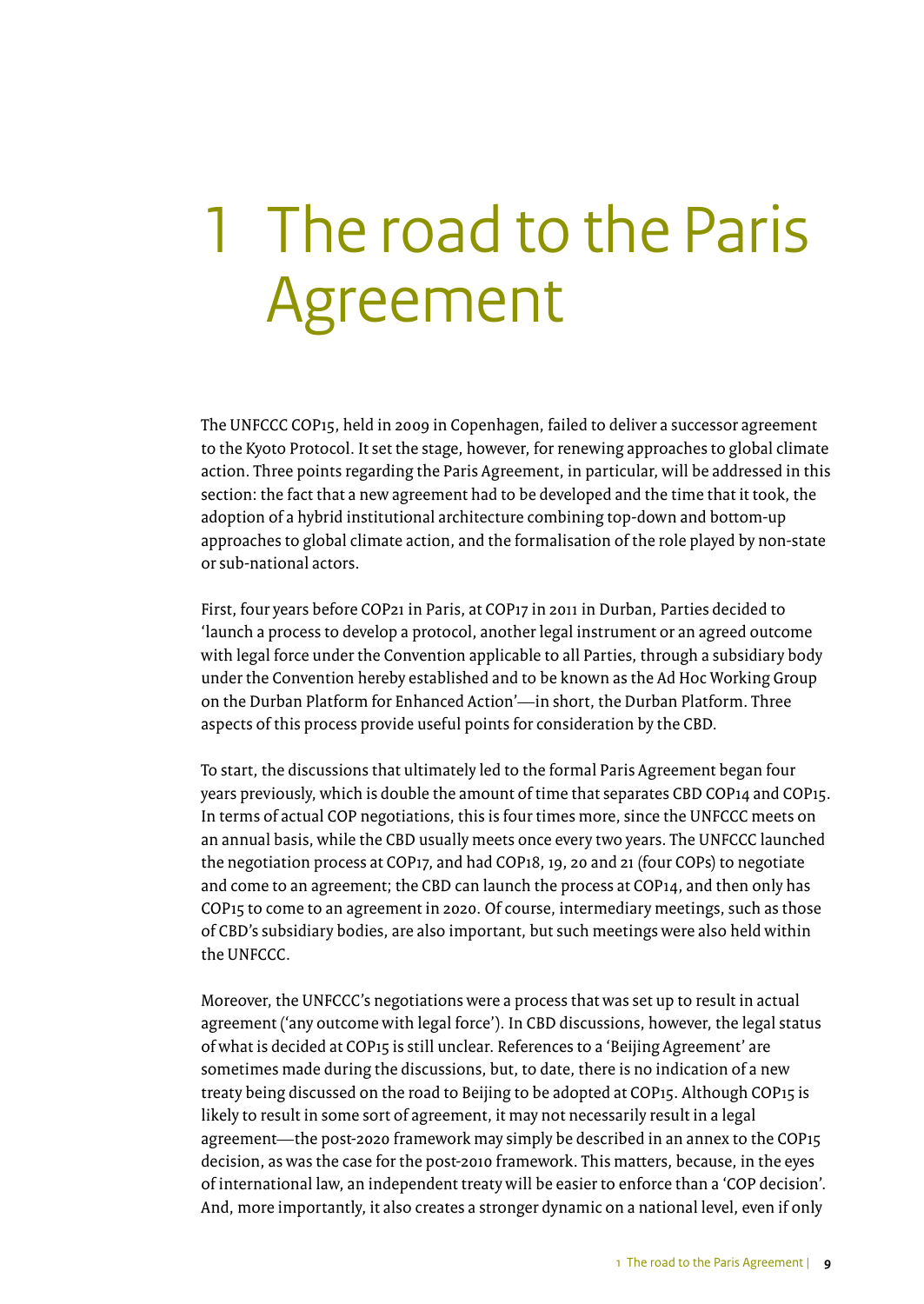# 1 The road to the Paris Agreement

The UNFCCC COP15, held in 2009 in Copenhagen, failed to deliver a successor agreement to the Kyoto Protocol. It set the stage, however, for renewing approaches to global climate action. Three points regarding the Paris Agreement, in particular, will be addressed in this section: the fact that a new agreement had to be developed and the time that it took, the adoption of a hybrid institutional architecture combining top-down and bottom-up approaches to global climate action, and the formalisation of the role played by non-state or sub-national actors.

First, four years before COP21 in Paris, at COP17 in 2011 in Durban, Parties decided to 'launch a process to develop a protocol, another legal instrument or an agreed outcome with legal force under the Convention applicable to all Parties, through a subsidiary body under the Convention hereby established and to be known as the Ad Hoc Working Group on the Durban Platform for Enhanced Action'—in short, the Durban Platform. Three aspects of this process provide useful points for consideration by the CBD.

To start, the discussions that ultimately led to the formal Paris Agreement began four years previously, which is double the amount of time that separates CBD COP14 and COP15. In terms of actual COP negotiations, this is four times more, since the UNFCCC meets on an annual basis, while the CBD usually meets once every two years. The UNFCCC launched the negotiation process at COP17, and had COP18, 19, 20 and 21 (four COPs) to negotiate and come to an agreement; the CBD can launch the process at COP14, and then only has COP15 to come to an agreement in 2020. Of course, intermediary meetings, such as those of CBD's subsidiary bodies, are also important, but such meetings were also held within the UNFCCC.

Moreover, the UNFCCC's negotiations were a process that was set up to result in actual agreement ('any outcome with legal force'). In CBD discussions, however, the legal status of what is decided at COP15 is still unclear. References to a 'Beijing Agreement' are sometimes made during the discussions, but, to date, there is no indication of a new treaty being discussed on the road to Beijing to be adopted at COP15. Although COP15 is likely to result in some sort of agreement, it may not necessarily result in a legal agreement—the post-2020 framework may simply be described in an annex to the COP15 decision, as was the case for the post-2010 framework. This matters, because, in the eyes of international law, an independent treaty will be easier to enforce than a 'COP decision'. And, more importantly, it also creates a stronger dynamic on a national level, even if only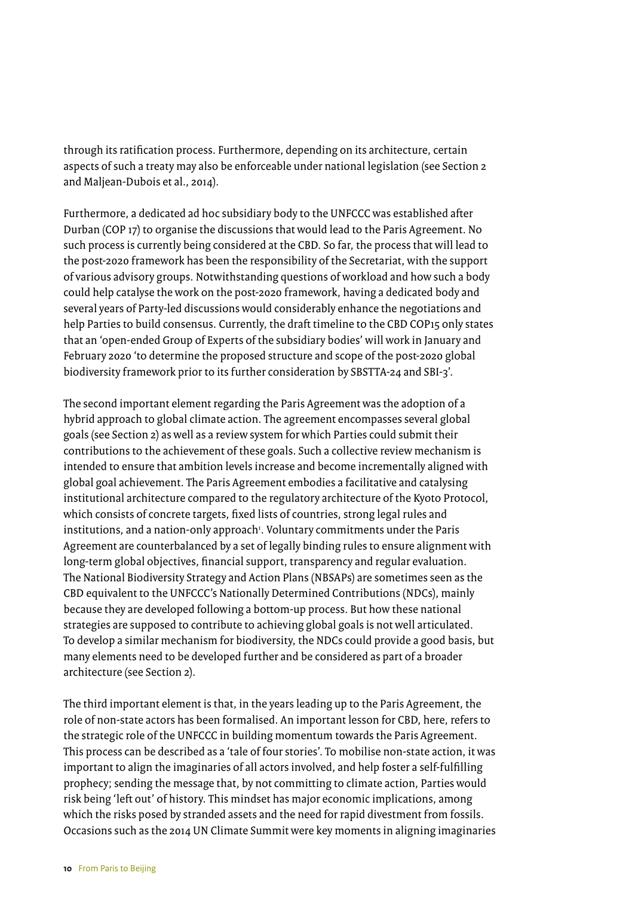through its ratification process. Furthermore, depending on its architecture, certain aspects of such a treaty may also be enforceable under national legislation (see Section 2 and Maljean-Dubois et al., 2014).

Furthermore, a dedicated ad hoc subsidiary body to the UNFCCC was established after Durban (COP 17) to organise the discussions that would lead to the Paris Agreement. No such process is currently being considered at the CBD. So far, the process that will lead to the post-2020 framework has been the responsibility of the Secretariat, with the support of various advisory groups. Notwithstanding questions of workload and how such a body could help catalyse the work on the post-2020 framework, having a dedicated body and several years of Party-led discussions would considerably enhance the negotiations and help Parties to build consensus. Currently, the draft timeline to the CBD COP15 only states that an 'open-ended Group of Experts of the subsidiary bodies' will work in January and February 2020 'to determine the proposed structure and scope of the post-2020 global biodiversity framework prior to its further consideration by SBSTTA-24 and SBI-3'.

The second important element regarding the Paris Agreement was the adoption of a hybrid approach to global climate action. The agreement encompasses several global goals (see Section 2) as well as a review system for which Parties could submit their contributions to the achievement of these goals. Such a collective review mechanism is intended to ensure that ambition levels increase and become incrementally aligned with global goal achievement. The Paris Agreement embodies a facilitative and catalysing institutional architecture compared to the regulatory architecture of the Kyoto Protocol, which consists of concrete targets, fixed lists of countries, strong legal rules and institutions, and a nation-only approach[1]. Voluntary commitments under the Paris Agreement are counterbalanced by a set of legally binding rules to ensure alignment with long-term global objectives, financial support, transparency and regular evaluation. The National Biodiversity Strategy and Action Plans (NBSAPs) are sometimes seen as the CBD equivalent to the UNFCCC's Nationally Determined Contributions (NDCs), mainly because they are developed following a bottom-up process. But how these national strategies are supposed to contribute to achieving global goals is not well articulated. To develop a similar mechanism for biodiversity, the NDCs could provide a good basis, but many elements need to be developed further and be considered as part of a broader architecture (see Section 2).

The third important element is that, in the years leading up to the Paris Agreement, the role of non-state actors has been formalised. An important lesson for CBD, here, refers to the strategic role of the UNFCCC in building momentum towards the Paris Agreement. This process can be described as a 'tale of four stories'. To mobilise non-state action, it was important to align the imaginaries of all actors involved, and help foster a self-fulfilling prophecy; sending the message that, by not committing to climate action, Parties would risk being 'left out' of history. This mindset has major economic implications, among which the risks posed by stranded assets and the need for rapid divestment from fossils. Occasions such as the 2014 UN Climate Summit were key moments in aligning imaginaries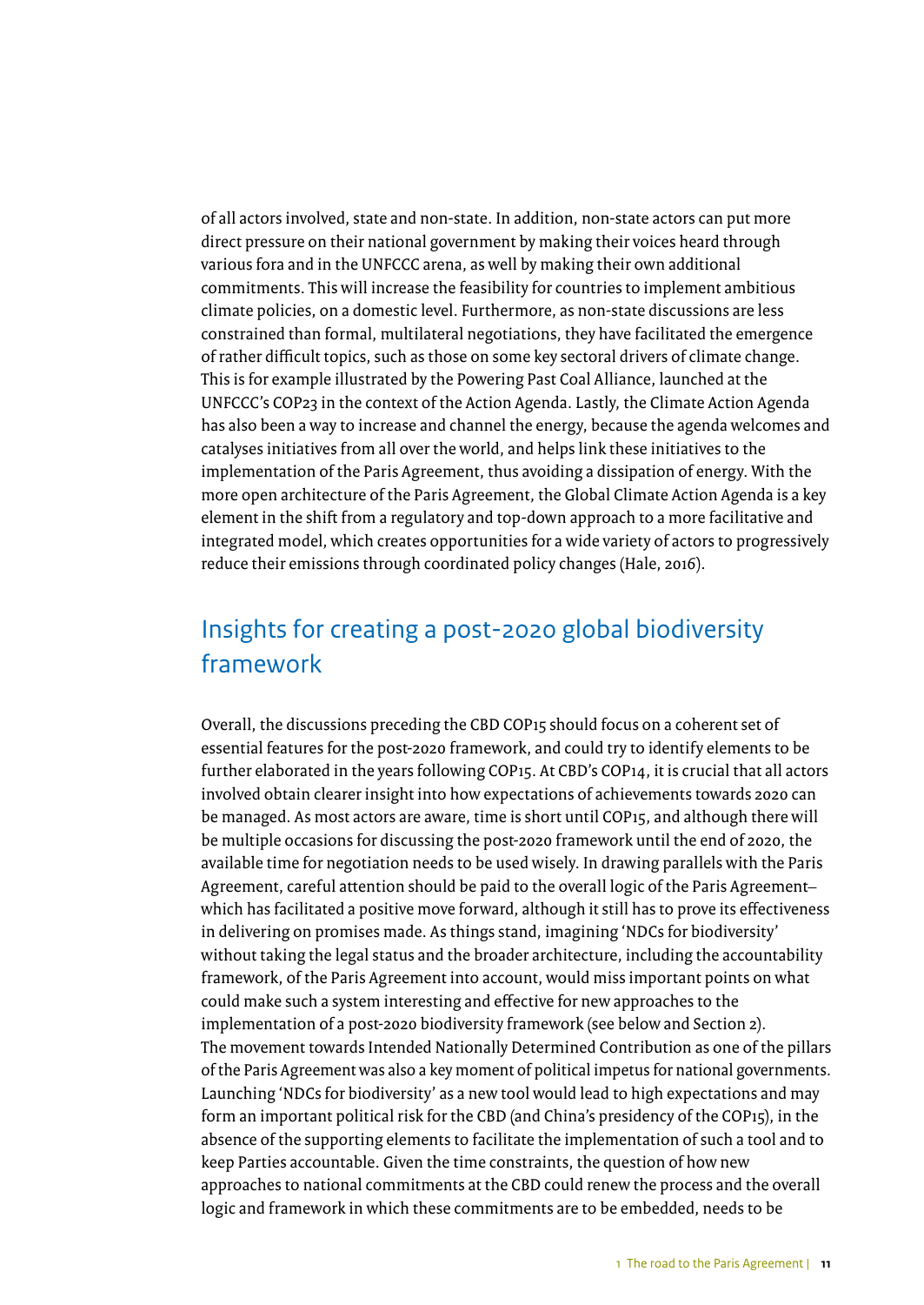of all actors involved, state and non-state. In addition, non-state actors can put more direct pressure on their national government by making their voices heard through various fora and in the UNFCCC arena, as well by making their own additional commitments. This will increase the feasibility for countries to implement ambitious climate policies, on a domestic level. Furthermore, as non-state discussions are less constrained than formal, multilateral negotiations, they have facilitated the emergence of rather difficult topics, such as those on some key sectoral drivers of climate change. This is for example illustrated by the Powering Past Coal Alliance, launched at the UNFCCC's COP23 in the context of the Action Agenda. Lastly, the Climate Action Agenda has also been a way to increase and channel the energy, because the agenda welcomes and catalyses initiatives from all over the world, and helps link these initiatives to the implementation of the Paris Agreement, thus avoiding a dissipation of energy. With the more open architecture of the Paris Agreement, the Global Climate Action Agenda is a key element in the shift from a regulatory and top-down approach to a more facilitative and integrated model, which creates opportunities for a wide variety of actors to progressively reduce their emissions through coordinated policy changes (Hale, 2016).

## Insights for creating a post-2020 global biodiversity framework

Overall, the discussions preceding the CBD COP15 should focus on a coherent set of essential features for the post-2020 framework, and could try to identify elements to be further elaborated in the years following COP15. At CBD's COP14, it is crucial that all actors involved obtain clearer insight into how expectations of achievements towards 2020 can be managed. As most actors are aware, time is short until COP15, and although there will be multiple occasions for discussing the post-2020 framework until the end of 2020, the available time for negotiation needs to be used wisely. In drawing parallels with the Paris Agreement, careful attention should be paid to the overall logic of the Paris Agreement– which has facilitated a positive move forward, although it still has to prove its effectiveness in delivering on promises made. As things stand, imagining 'NDCs for biodiversity' without taking the legal status and the broader architecture, including the accountability framework, of the Paris Agreement into account, would miss important points on what could make such a system interesting and effective for new approaches to the implementation of a post-2020 biodiversity framework (see below and Section 2).
The movement towards Intended Nationally Determined Contribution as one of the pillars of the Paris Agreement was also a key moment of political impetus for national governments. Launching 'NDCs for biodiversity' as a new tool would lead to high expectations and may form an important political risk for the CBD (and China's presidency of the COP15), in the absence of the supporting elements to facilitate the implementation of such a tool and to keep Parties accountable. Given the time constraints, the question of how new approaches to national commitments at the CBD could renew the process and the overall logic and framework in which these commitments are to be embedded, needs to be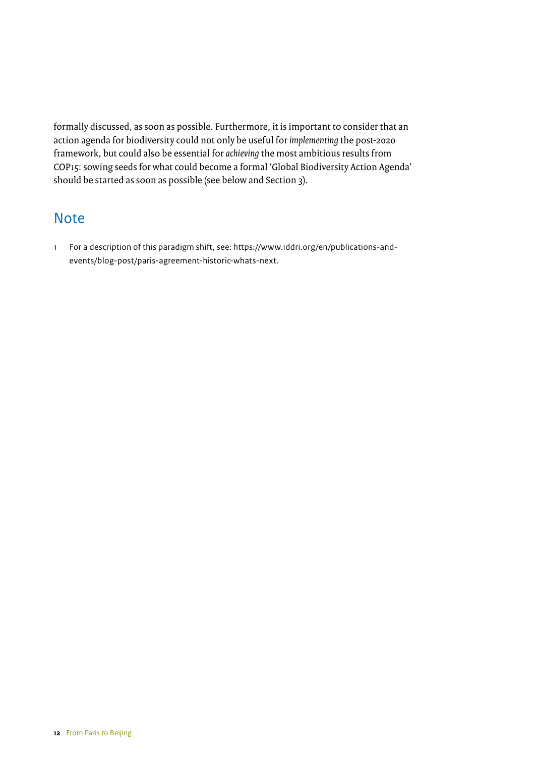formally discussed, as soon as possible. Furthermore, it is important to consider that an action agenda for biodiversity could not only be useful for *implementing* the post-2020 framework, but could also be essential for *achieving* the most ambitious results from COP15: sowing seeds for what could become a formal 'Global Biodiversity Action Agenda' should be started as soon as possible (see below and Section 3).

## Note

1 For a description of this paradigm shift, see: https://www.iddri.org/en/publications-and-events/blog-post/paris-agreement-historic-whats-next.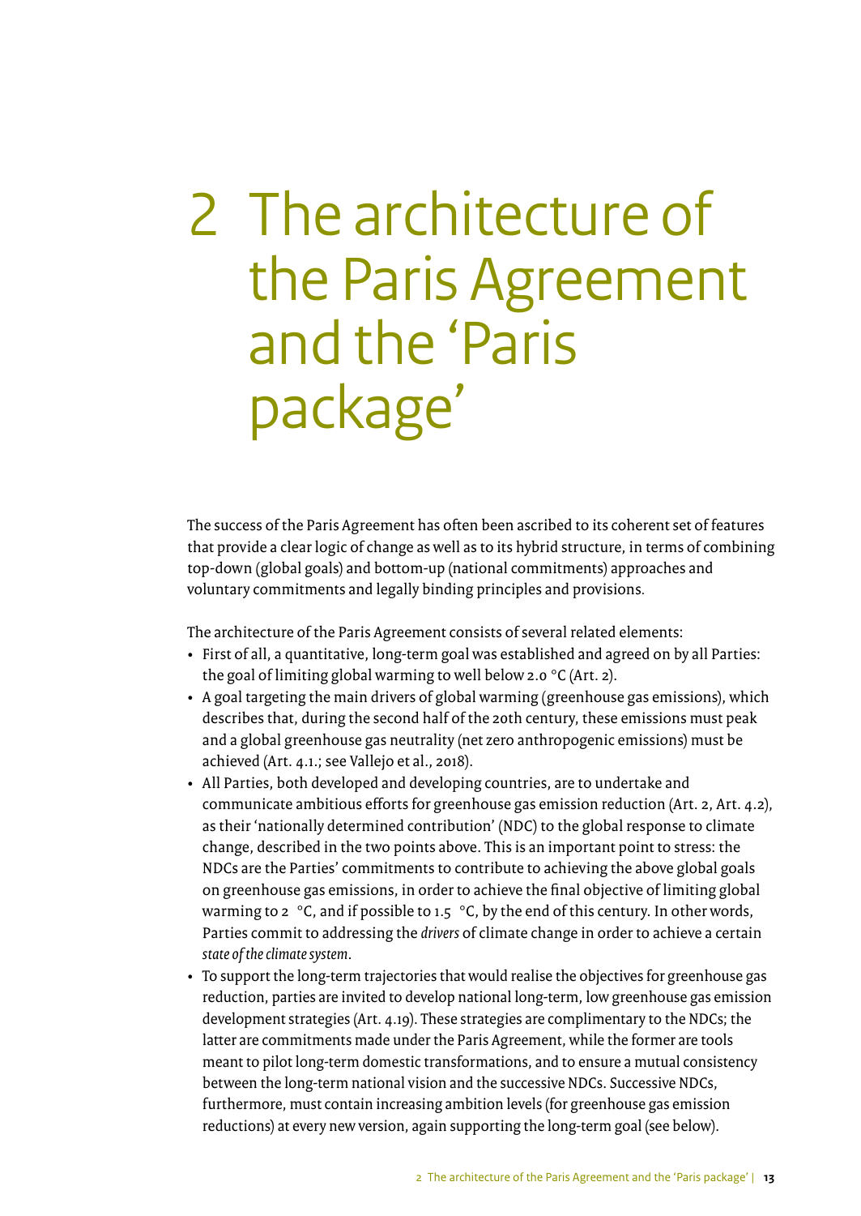# 2 The architecture of the Paris Agreement and the 'Paris package'

The success of the Paris Agreement has often been ascribed to its coherent set of features that provide a clear logic of change as well as to its hybrid structure, in terms of combining top-down (global goals) and bottom-up (national commitments) approaches and voluntary commitments and legally binding principles and provisions.

The architecture of the Paris Agreement consists of several related elements:

- First of all, a quantitative, long-term goal was established and agreed on by all Parties: the goal of limiting global warming to well below 2.0 °C (Art. 2).
- A goal targeting the main drivers of global warming (greenhouse gas emissions), which describes that, during the second half of the 20th century, these emissions must peak and a global greenhouse gas neutrality (net zero anthropogenic emissions) must be achieved (Art. 4.1.; see Vallejo et al., 2018).
- All Parties, both developed and developing countries, are to undertake and communicate ambitious efforts for greenhouse gas emission reduction (Art. 2, Art. 4.2), as their 'nationally determined contribution' (NDC) to the global response to climate change, described in the two points above. This is an important point to stress: the NDCs are the Parties' commitments to contribute to achieving the above global goals on greenhouse gas emissions, in order to achieve the final objective of limiting global warming to 2 °C, and if possible to 1.5 °C, by the end of this century. In other words, Parties commit to addressing the *drivers* of climate change in order to achieve a certain *state of the climate system*.
- To support the long-term trajectories that would realise the objectives for greenhouse gas reduction, parties are invited to develop national long-term, low greenhouse gas emission development strategies (Art. 4.19). These strategies are complimentary to the NDCs; the latter are commitments made under the Paris Agreement, while the former are tools meant to pilot long-term domestic transformations, and to ensure a mutual consistency between the long-term national vision and the successive NDCs. Successive NDCs, furthermore, must contain increasing ambition levels (for greenhouse gas emission reductions) at every new version, again supporting the long-term goal (see below).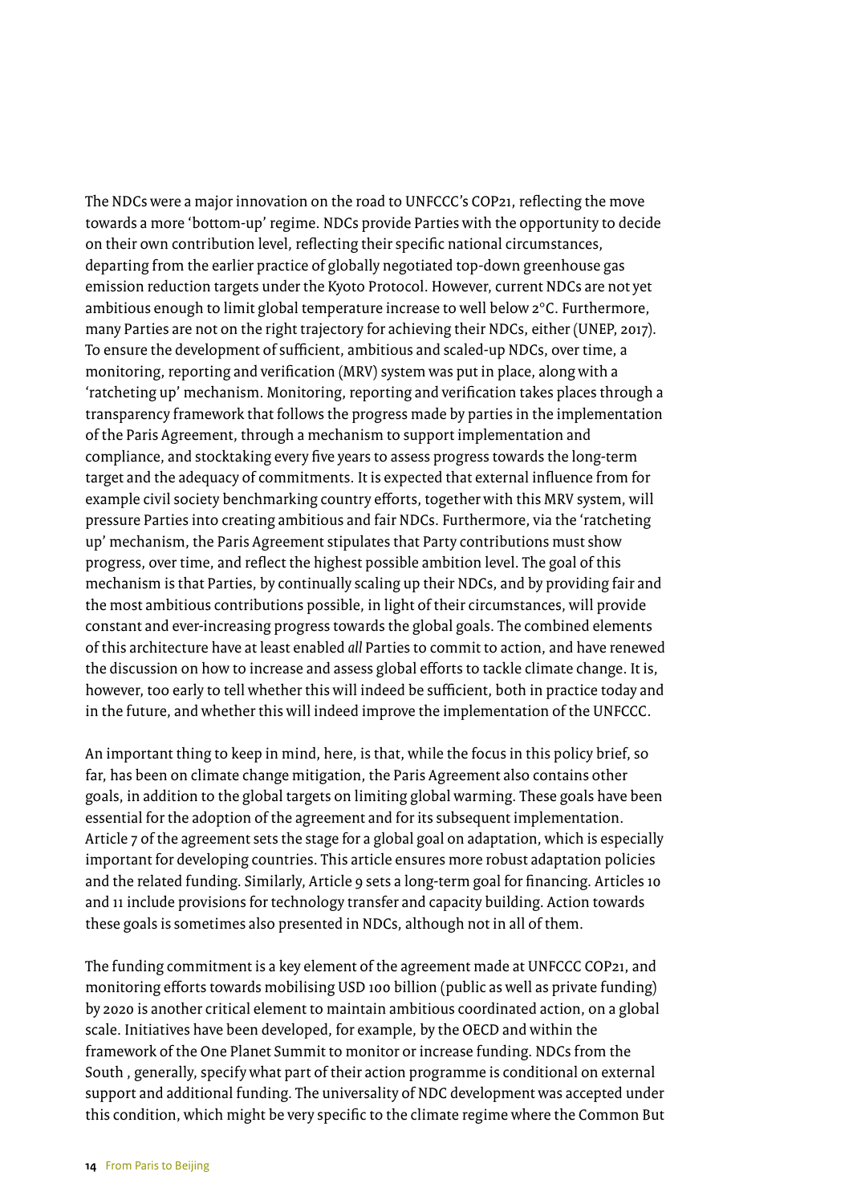The NDCs were a major innovation on the road to UNFCCC's COP21, reflecting the move towards a more 'bottom-up' regime. NDCs provide Parties with the opportunity to decide on their own contribution level, reflecting their specific national circumstances, departing from the earlier practice of globally negotiated top-down greenhouse gas emission reduction targets under the Kyoto Protocol. However, current NDCs are not yet ambitious enough to limit global temperature increase to well below 2°C. Furthermore, many Parties are not on the right trajectory for achieving their NDCs, either (UNEP, 2017). To ensure the development of sufficient, ambitious and scaled-up NDCs, over time, a monitoring, reporting and verification (MRV) system was put in place, along with a 'ratcheting up' mechanism. Monitoring, reporting and verification takes places through a transparency framework that follows the progress made by parties in the implementation of the Paris Agreement, through a mechanism to support implementation and compliance, and stocktaking every five years to assess progress towards the long-term target and the adequacy of commitments. It is expected that external influence from for example civil society benchmarking country efforts, together with this MRV system, will pressure Parties into creating ambitious and fair NDCs. Furthermore, via the 'ratcheting up' mechanism, the Paris Agreement stipulates that Party contributions must show progress, over time, and reflect the highest possible ambition level. The goal of this mechanism is that Parties, by continually scaling up their NDCs, and by providing fair and the most ambitious contributions possible, in light of their circumstances, will provide constant and ever-increasing progress towards the global goals. The combined elements of this architecture have at least enabled *all* Parties to commit to action, and have renewed the discussion on how to increase and assess global efforts to tackle climate change. It is, however, too early to tell whether this will indeed be sufficient, both in practice today and in the future, and whether this will indeed improve the implementation of the UNFCCC.

An important thing to keep in mind, here, is that, while the focus in this policy brief, so far, has been on climate change mitigation, the Paris Agreement also contains other goals, in addition to the global targets on limiting global warming. These goals have been essential for the adoption of the agreement and for its subsequent implementation. Article 7 of the agreement sets the stage for a global goal on adaptation, which is especially important for developing countries. This article ensures more robust adaptation policies and the related funding. Similarly, Article 9 sets a long-term goal for financing. Articles 10 and 11 include provisions for technology transfer and capacity building. Action towards these goals is sometimes also presented in NDCs, although not in all of them.

The funding commitment is a key element of the agreement made at UNFCCC COP21, and monitoring efforts towards mobilising USD 100 billion (public as well as private funding) by 2020 is another critical element to maintain ambitious coordinated action, on a global scale. Initiatives have been developed, for example, by the OECD and within the framework of the One Planet Summit to monitor or increase funding. NDCs from the South , generally, specify what part of their action programme is conditional on external support and additional funding. The universality of NDC development was accepted under this condition, which might be very specific to the climate regime where the Common But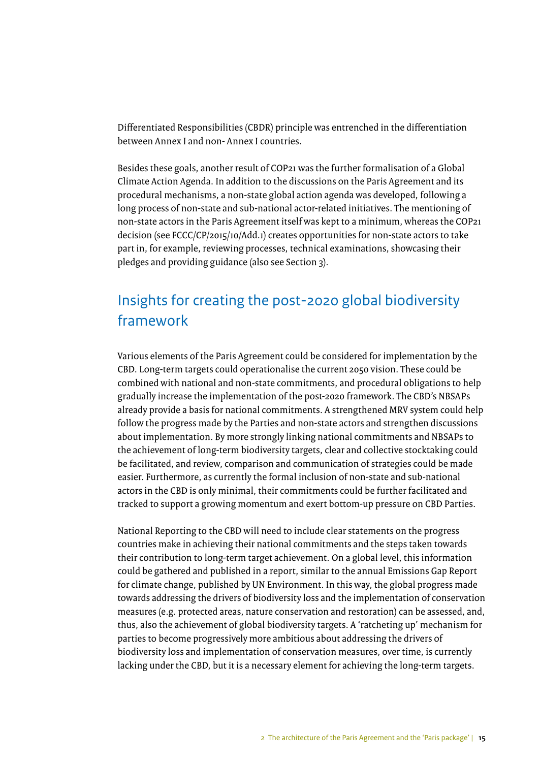Differentiated Responsibilities (CBDR) principle was entrenched in the differentiation between Annex I and non- Annex I countries.

Besides these goals, another result of COP21 was the further formalisation of a Global Climate Action Agenda. In addition to the discussions on the Paris Agreement and its procedural mechanisms, a non-state global action agenda was developed, following a long process of non-state and sub-national actor-related initiatives. The mentioning of non-state actors in the Paris Agreement itself was kept to a minimum, whereas the COP21 decision (see FCCC/CP/2015/10/Add.1) creates opportunities for non-state actors to take part in, for example, reviewing processes, technical examinations, showcasing their pledges and providing guidance (also see Section 3).

## Insights for creating the post-2020 global biodiversity framework

Various elements of the Paris Agreement could be considered for implementation by the CBD. Long-term targets could operationalise the current 2050 vision. These could be combined with national and non-state commitments, and procedural obligations to help gradually increase the implementation of the post-2020 framework. The CBD's NBSAPs already provide a basis for national commitments. A strengthened MRV system could help follow the progress made by the Parties and non-state actors and strengthen discussions about implementation. By more strongly linking national commitments and NBSAPs to the achievement of long-term biodiversity targets, clear and collective stocktaking could be facilitated, and review, comparison and communication of strategies could be made easier. Furthermore, as currently the formal inclusion of non-state and sub-national actors in the CBD is only minimal, their commitments could be further facilitated and tracked to support a growing momentum and exert bottom-up pressure on CBD Parties.

National Reporting to the CBD will need to include clear statements on the progress countries make in achieving their national commitments and the steps taken towards their contribution to long-term target achievement. On a global level, this information could be gathered and published in a report, similar to the annual Emissions Gap Report for climate change, published by UN Environment. In this way, the global progress made towards addressing the drivers of biodiversity loss and the implementation of conservation measures (e.g. protected areas, nature conservation and restoration) can be assessed, and, thus, also the achievement of global biodiversity targets. A 'ratcheting up' mechanism for parties to become progressively more ambitious about addressing the drivers of biodiversity loss and implementation of conservation measures, over time, is currently lacking under the CBD, but it is a necessary element for achieving the long-term targets.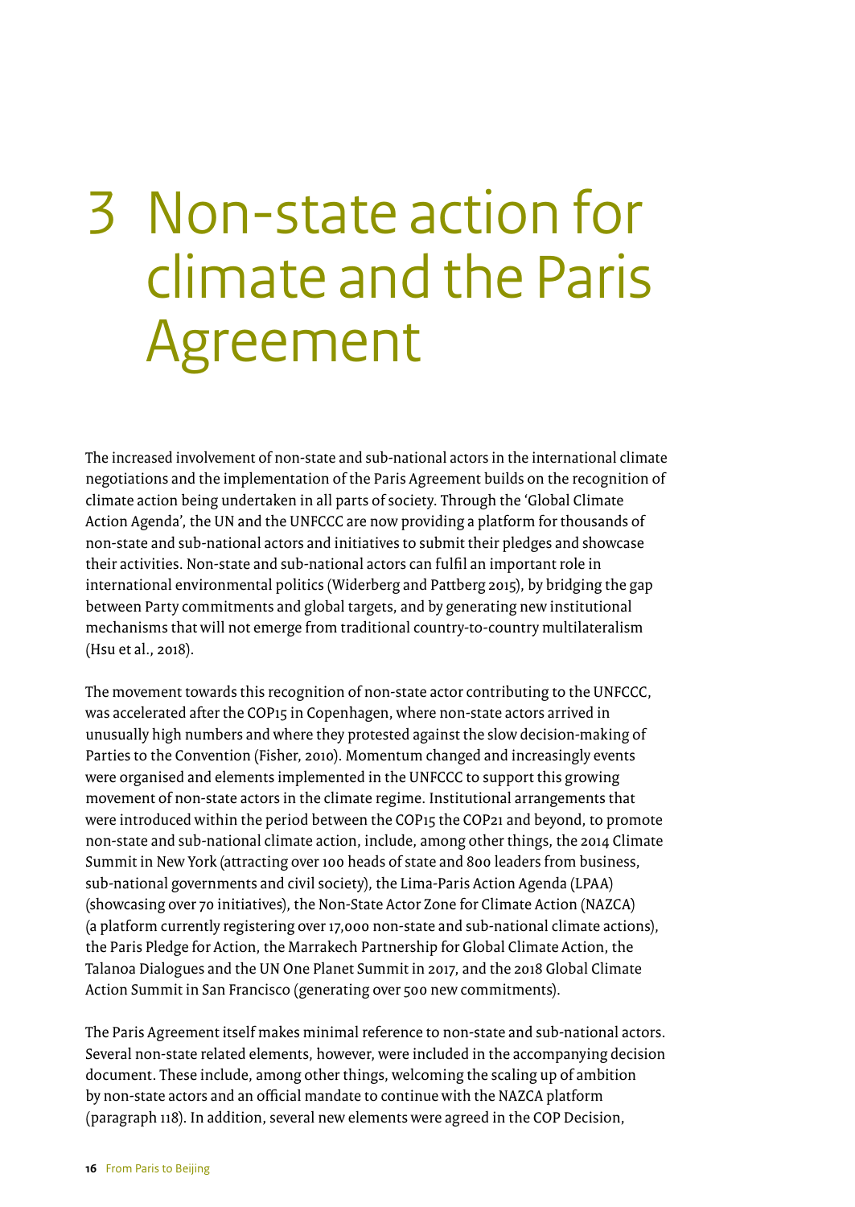# 3 Non-state action for climate and the Paris Agreement

The increased involvement of non-state and sub-national actors in the international climate negotiations and the implementation of the Paris Agreement builds on the recognition of climate action being undertaken in all parts of society. Through the 'Global Climate Action Agenda', the UN and the UNFCCC are now providing a platform for thousands of non-state and sub-national actors and initiatives to submit their pledges and showcase their activities. Non-state and sub-national actors can fulfil an important role in international environmental politics (Widerberg and Pattberg 2015), by bridging the gap between Party commitments and global targets, and by generating new institutional mechanisms that will not emerge from traditional country-to-country multilateralism (Hsu et al., 2018).

The movement towards this recognition of non-state actor contributing to the UNFCCC, was accelerated after the COP15 in Copenhagen, where non-state actors arrived in unusually high numbers and where they protested against the slow decision-making of Parties to the Convention (Fisher, 2010). Momentum changed and increasingly events were organised and elements implemented in the UNFCCC to support this growing movement of non-state actors in the climate regime. Institutional arrangements that were introduced within the period between the COP15 the COP21 and beyond, to promote non-state and sub-national climate action, include, among other things, the 2014 Climate Summit in New York (attracting over 100 heads of state and 800 leaders from business, sub-national governments and civil society), the Lima-Paris Action Agenda (LPAA) (showcasing over 70 initiatives), the Non-State Actor Zone for Climate Action (NAZCA) (a platform currently registering over 17,000 non-state and sub-national climate actions), the Paris Pledge for Action, the Marrakech Partnership for Global Climate Action, the Talanoa Dialogues and the UN One Planet Summit in 2017, and the 2018 Global Climate Action Summit in San Francisco (generating over 500 new commitments).

The Paris Agreement itself makes minimal reference to non-state and sub-national actors. Several non-state related elements, however, were included in the accompanying decision document. These include, among other things, welcoming the scaling up of ambition by non-state actors and an official mandate to continue with the NAZCA platform (paragraph 118). In addition, several new elements were agreed in the COP Decision,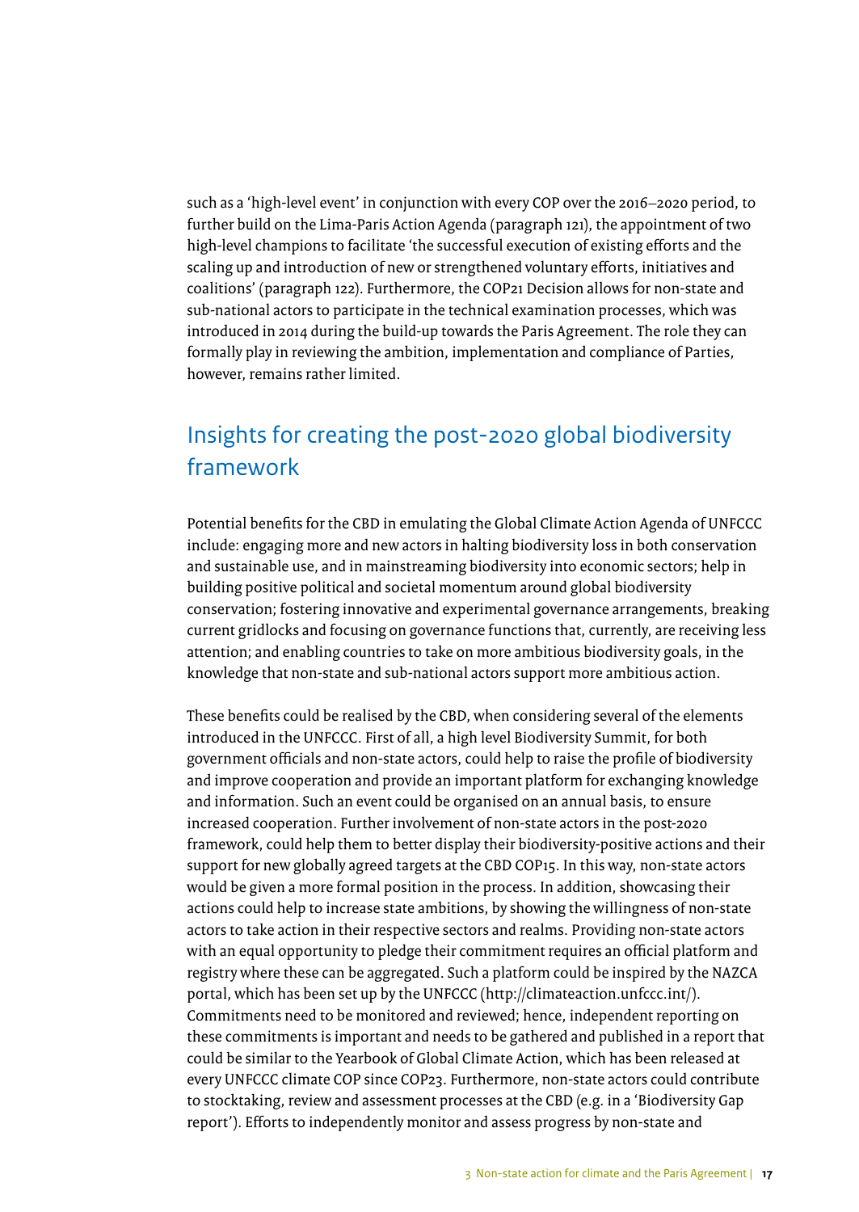such as a 'high-level event' in conjunction with every COP over the 2016–2020 period, to further build on the Lima-Paris Action Agenda (paragraph 121), the appointment of two high-level champions to facilitate 'the successful execution of existing efforts and the scaling up and introduction of new or strengthened voluntary efforts, initiatives and coalitions' (paragraph 122). Furthermore, the COP21 Decision allows for non-state and sub-national actors to participate in the technical examination processes, which was introduced in 2014 during the build-up towards the Paris Agreement. The role they can formally play in reviewing the ambition, implementation and compliance of Parties, however, remains rather limited.

## Insights for creating the post-2020 global biodiversity framework

Potential benefits for the CBD in emulating the Global Climate Action Agenda of UNFCCC include: engaging more and new actors in halting biodiversity loss in both conservation and sustainable use, and in mainstreaming biodiversity into economic sectors; help in building positive political and societal momentum around global biodiversity conservation; fostering innovative and experimental governance arrangements, breaking current gridlocks and focusing on governance functions that, currently, are receiving less attention; and enabling countries to take on more ambitious biodiversity goals, in the knowledge that non-state and sub-national actors support more ambitious action.

These benefits could be realised by the CBD, when considering several of the elements introduced in the UNFCCC. First of all, a high level Biodiversity Summit, for both government officials and non-state actors, could help to raise the profile of biodiversity and improve cooperation and provide an important platform for exchanging knowledge and information. Such an event could be organised on an annual basis, to ensure increased cooperation. Further involvement of non-state actors in the post-2020 framework, could help them to better display their biodiversity-positive actions and their support for new globally agreed targets at the CBD COP15. In this way, non-state actors would be given a more formal position in the process. In addition, showcasing their actions could help to increase state ambitions, by showing the willingness of non-state actors to take action in their respective sectors and realms. Providing non-state actors with an equal opportunity to pledge their commitment requires an official platform and registry where these can be aggregated. Such a platform could be inspired by the NAZCA portal, which has been set up by the UNFCCC (http://climateaction.unfccc.int/). Commitments need to be monitored and reviewed; hence, independent reporting on these commitments is important and needs to be gathered and published in a report that could be similar to the Yearbook of Global Climate Action, which has been released at every UNFCCC climate COP since COP23. Furthermore, non-state actors could contribute to stocktaking, review and assessment processes at the CBD (e.g. in a 'Biodiversity Gap report'). Efforts to independently monitor and assess progress by non-state and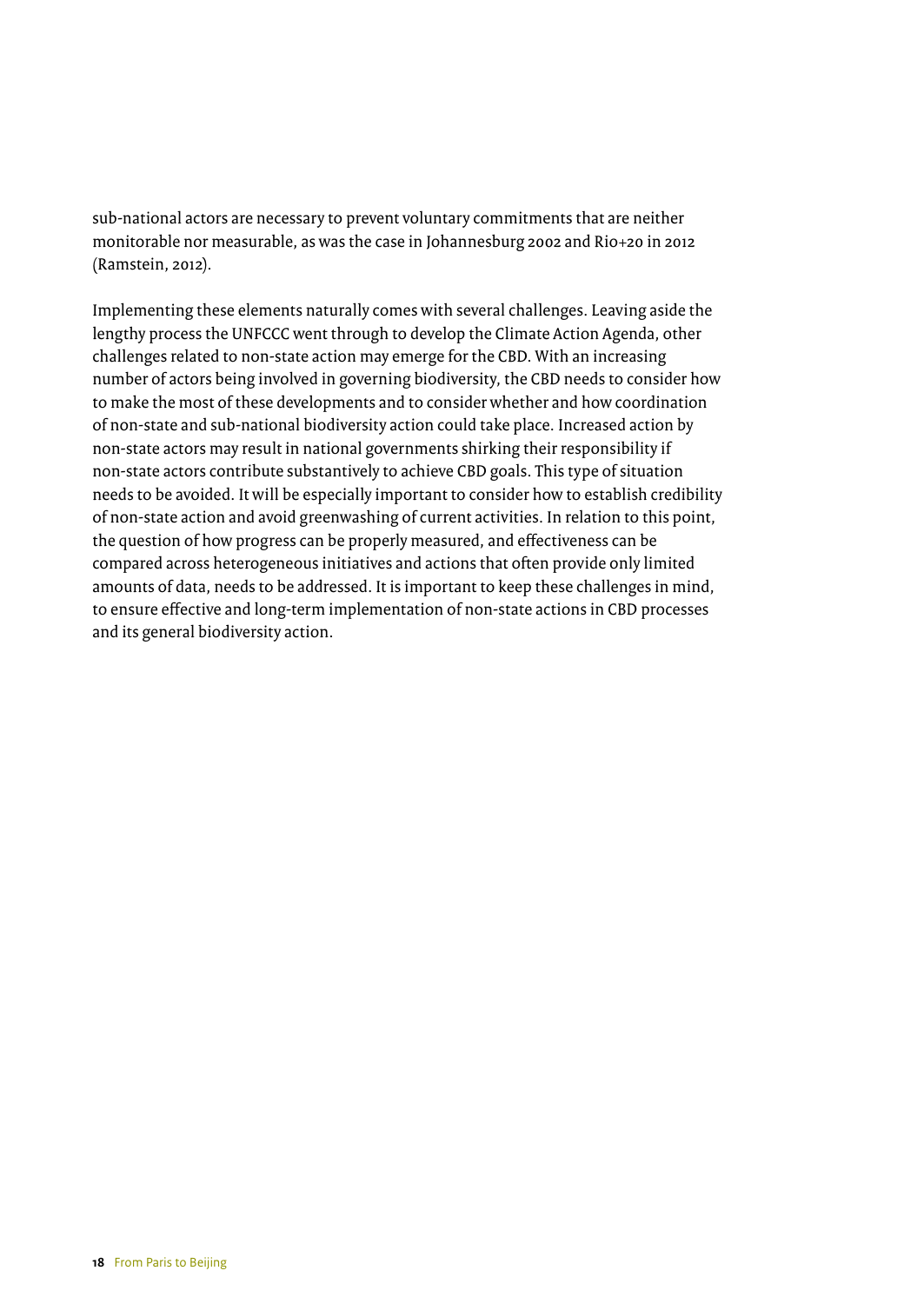sub-national actors are necessary to prevent voluntary commitments that are neither monitorable nor measurable, as was the case in Johannesburg 2002 and Rio+20 in 2012 (Ramstein, 2012).

Implementing these elements naturally comes with several challenges. Leaving aside the lengthy process the UNFCCC went through to develop the Climate Action Agenda, other challenges related to non-state action may emerge for the CBD. With an increasing number of actors being involved in governing biodiversity, the CBD needs to consider how to make the most of these developments and to consider whether and how coordination of non-state and sub-national biodiversity action could take place. Increased action by non-state actors may result in national governments shirking their responsibility if non-state actors contribute substantively to achieve CBD goals. This type of situation needs to be avoided. It will be especially important to consider how to establish credibility of non-state action and avoid greenwashing of current activities. In relation to this point, the question of how progress can be properly measured, and effectiveness can be compared across heterogeneous initiatives and actions that often provide only limited amounts of data, needs to be addressed. It is important to keep these challenges in mind, to ensure effective and long-term implementation of non-state actions in CBD processes and its general biodiversity action.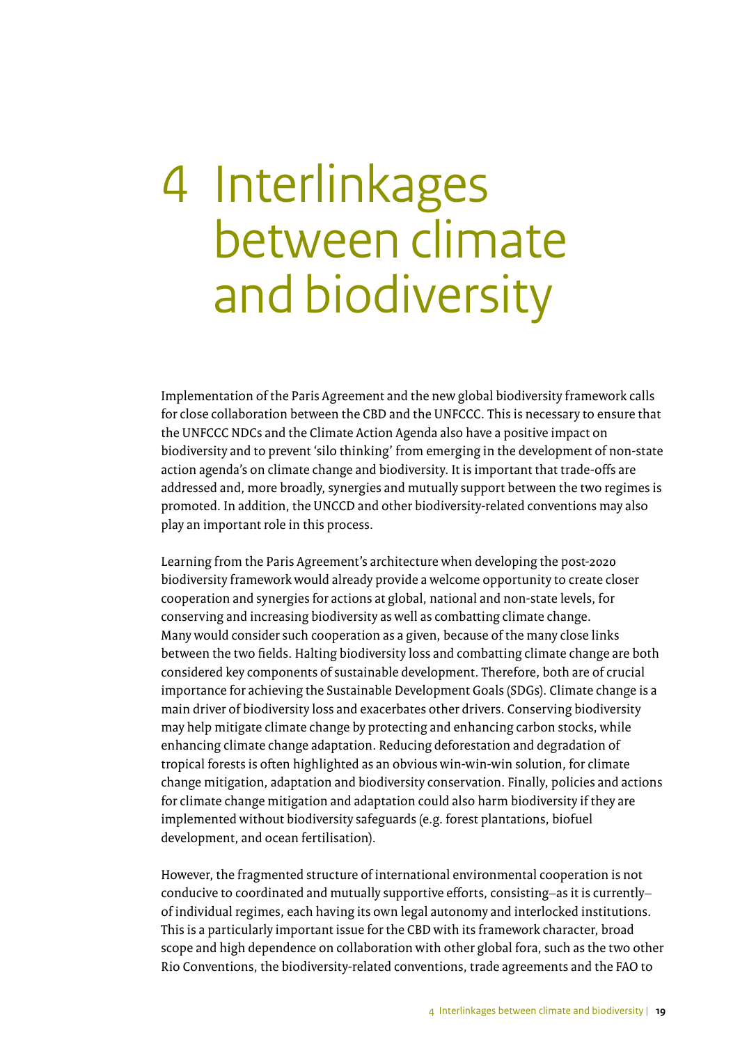# 4 Interlinkages between climate and biodiversity

Implementation of the Paris Agreement and the new global biodiversity framework calls for close collaboration between the CBD and the UNFCCC. This is necessary to ensure that the UNFCCC NDCs and the Climate Action Agenda also have a positive impact on biodiversity and to prevent 'silo thinking' from emerging in the development of non-state action agenda's on climate change and biodiversity. It is important that trade-offs are addressed and, more broadly, synergies and mutually support between the two regimes is promoted. In addition, the UNCCD and other biodiversity-related conventions may also play an important role in this process.

Learning from the Paris Agreement's architecture when developing the post-2020 biodiversity framework would already provide a welcome opportunity to create closer cooperation and synergies for actions at global, national and non-state levels, for conserving and increasing biodiversity as well as combatting climate change. Many would consider such cooperation as a given, because of the many close links between the two fields. Halting biodiversity loss and combatting climate change are both considered key components of sustainable development. Therefore, both are of crucial importance for achieving the Sustainable Development Goals (SDGs). Climate change is a main driver of biodiversity loss and exacerbates other drivers. Conserving biodiversity may help mitigate climate change by protecting and enhancing carbon stocks, while enhancing climate change adaptation. Reducing deforestation and degradation of tropical forests is often highlighted as an obvious win-win-win solution, for climate change mitigation, adaptation and biodiversity conservation. Finally, policies and actions for climate change mitigation and adaptation could also harm biodiversity if they are implemented without biodiversity safeguards (e.g. forest plantations, biofuel development, and ocean fertilisation).

However, the fragmented structure of international environmental cooperation is not conducive to coordinated and mutually supportive efforts, consisting—as it is currently—of individual regimes, each having its own legal autonomy and interlocked institutions. This is a particularly important issue for the CBD with its framework character, broad scope and high dependence on collaboration with other global fora, such as the two other Rio Conventions, the biodiversity-related conventions, trade agreements and the FAO to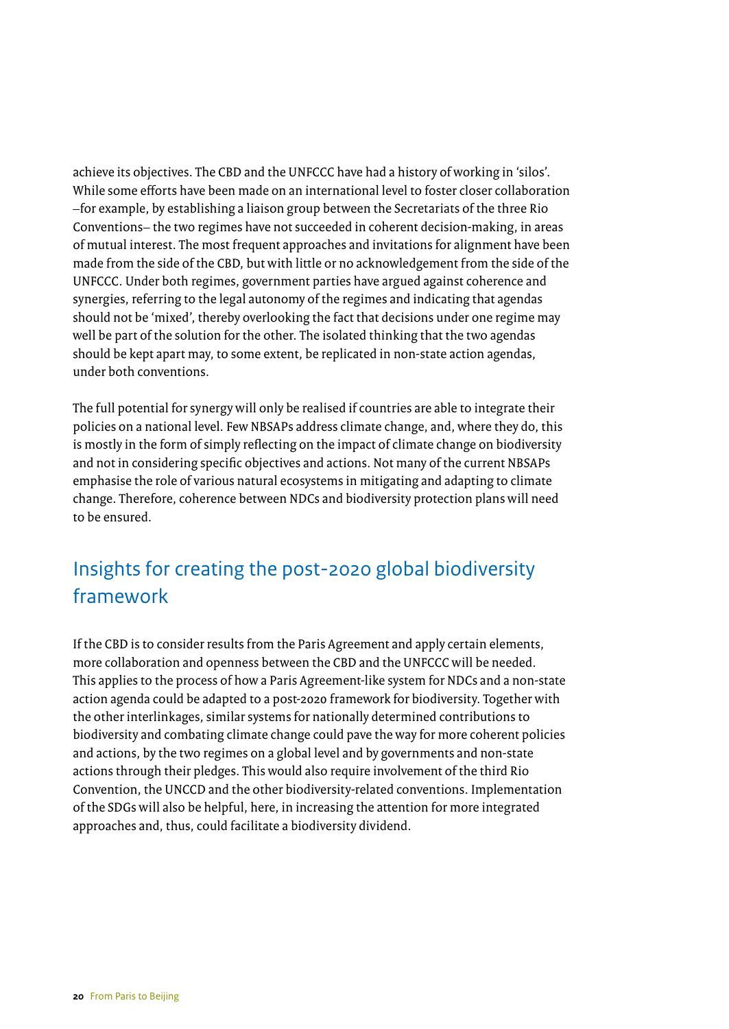achieve its objectives. The CBD and the UNFCCC have had a history of working in 'silos'. While some efforts have been made on an international level to foster closer collaboration –for example, by establishing a liaison group between the Secretariats of the three Rio Conventions– the two regimes have not succeeded in coherent decision-making, in areas of mutual interest. The most frequent approaches and invitations for alignment have been made from the side of the CBD, but with little or no acknowledgement from the side of the UNFCCC. Under both regimes, government parties have argued against coherence and synergies, referring to the legal autonomy of the regimes and indicating that agendas should not be 'mixed', thereby overlooking the fact that decisions under one regime may well be part of the solution for the other. The isolated thinking that the two agendas should be kept apart may, to some extent, be replicated in non-state action agendas, under both conventions.

The full potential for synergy will only be realised if countries are able to integrate their policies on a national level. Few NBSAPs address climate change, and, where they do, this is mostly in the form of simply reflecting on the impact of climate change on biodiversity and not in considering specific objectives and actions. Not many of the current NBSAPs emphasise the role of various natural ecosystems in mitigating and adapting to climate change. Therefore, coherence between NDCs and biodiversity protection plans will need to be ensured.

## Insights for creating the post-2020 global biodiversity framework

If the CBD is to consider results from the Paris Agreement and apply certain elements, more collaboration and openness between the CBD and the UNFCCC will be needed. This applies to the process of how a Paris Agreement-like system for NDCs and a non-state action agenda could be adapted to a post-2020 framework for biodiversity. Together with the other interlinkages, similar systems for nationally determined contributions to biodiversity and combating climate change could pave the way for more coherent policies and actions, by the two regimes on a global level and by governments and non-state actions through their pledges. This would also require involvement of the third Rio Convention, the UNCCD and the other biodiversity-related conventions. Implementation of the SDGs will also be helpful, here, in increasing the attention for more integrated approaches and, thus, could facilitate a biodiversity dividend.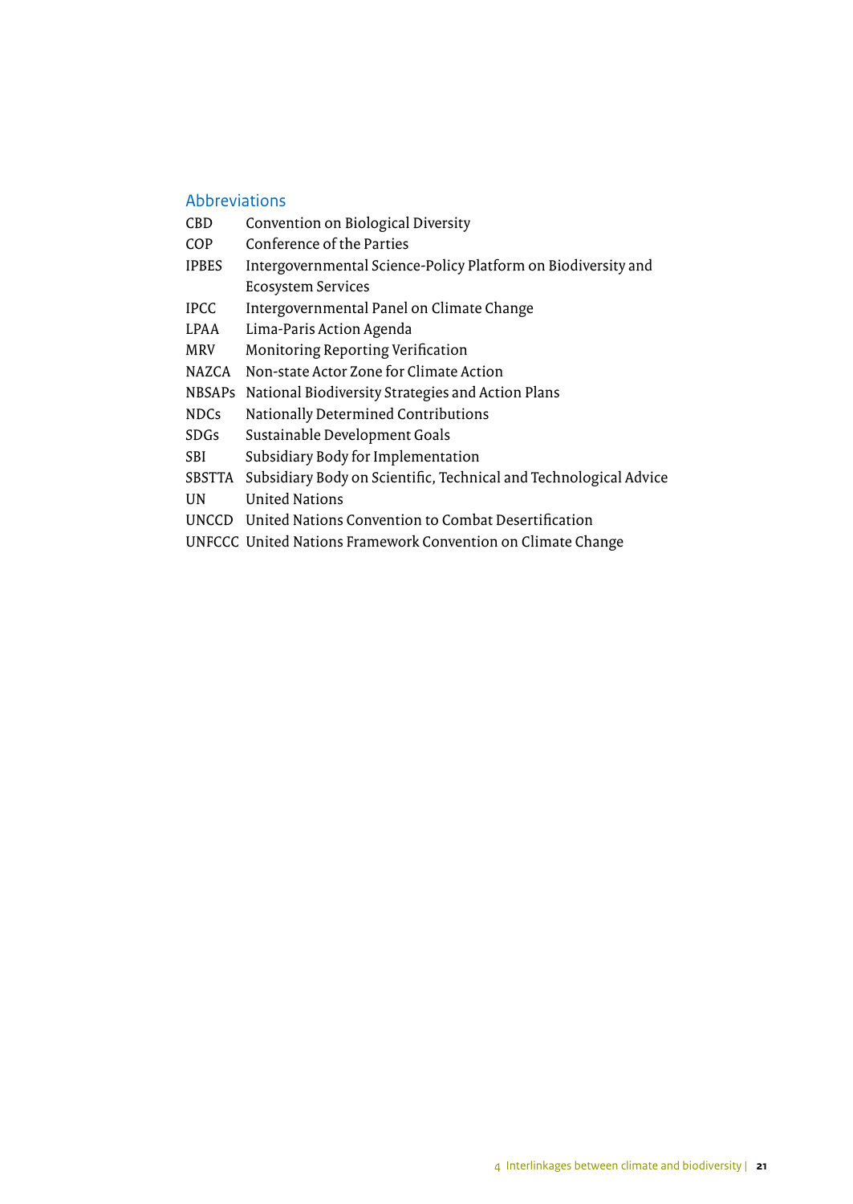## Abbreviations

| | |
|---|---|
| CBD | Convention on Biological Diversity |
| COP | Conference of the Parties |
| IPBES | Intergovernmental Science-Policy Platform on Biodiversity and Ecosystem Services |
| IPCC | Intergovernmental Panel on Climate Change |
| LPAA | Lima-Paris Action Agenda |
| MRV | Monitoring Reporting Verification |
| NAZCA | Non-state Actor Zone for Climate Action |
| NBSAPs | National Biodiversity Strategies and Action Plans |
| NDCs | Nationally Determined Contributions |
| SDGs | Sustainable Development Goals |
| SBI | Subsidiary Body for Implementation |
| SBSTTA | Subsidiary Body on Scientific, Technical and Technological Advice |
| UN | United Nations |
| UNCCD | United Nations Convention to Combat Desertification |
| UNFCCC | United Nations Framework Convention on Climate Change |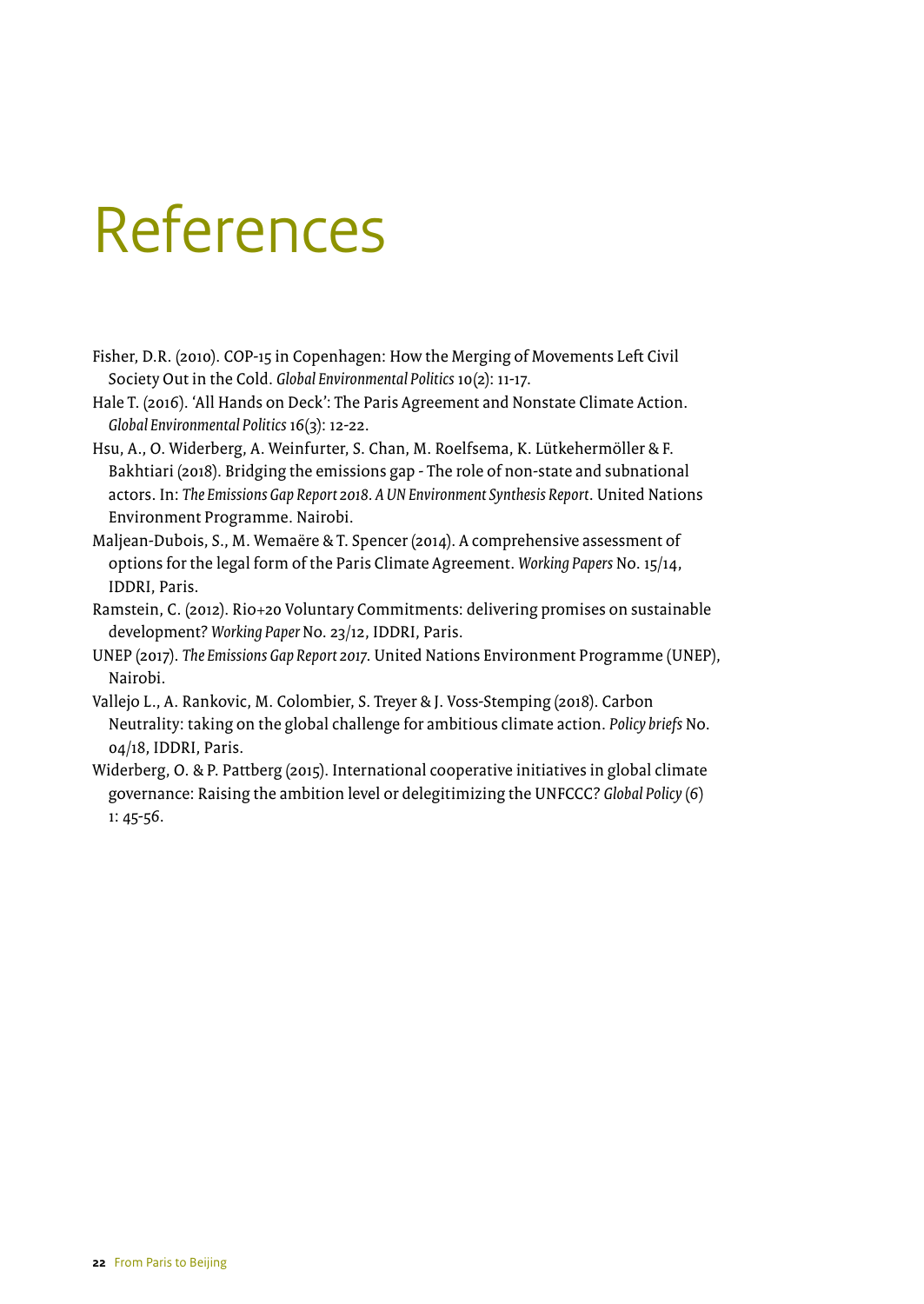# References

Fisher, D.R. (2010). COP-15 in Copenhagen: How the Merging of Movements Left Civil Society Out in the Cold. *Global Environmental Politics* 10(2): 11-17.

Hale T. (2016). 'All Hands on Deck': The Paris Agreement and Nonstate Climate Action. *Global Environmental Politics* 16(3): 12-22.

Hsu, A., O. Widerberg, A. Weinfurter, S. Chan, M. Roelfsema, K. Lütkehermöller & F. Bakhtiari (2018). Bridging the emissions gap - The role of non-state and subnational actors. In: *The Emissions Gap Report 2018. A UN Environment Synthesis Report*. United Nations Environment Programme. Nairobi.

Maljean-Dubois, S., M. Wemaëre & T. Spencer (2014). A comprehensive assessment of options for the legal form of the Paris Climate Agreement. *Working Papers* No. 15/14, IDDRI, Paris.

Ramstein, C. (2012). Rio+20 Voluntary Commitments: delivering promises on sustainable development? *Working Paper* No. 23/12, IDDRI, Paris.

UNEP (2017). *The Emissions Gap Report 2017.* United Nations Environment Programme (UNEP), Nairobi.

Vallejo L., A. Rankovic, M. Colombier, S. Treyer & J. Voss-Stemping (2018). Carbon Neutrality: taking on the global challenge for ambitious climate action. *Policy briefs* No. 04/18, IDDRI, Paris.

Widerberg, O. & P. Pattberg (2015). International cooperative initiatives in global climate governance: Raising the ambition level or delegitimizing the UNFCCC? *Global Policy* (6) 1: 45-56.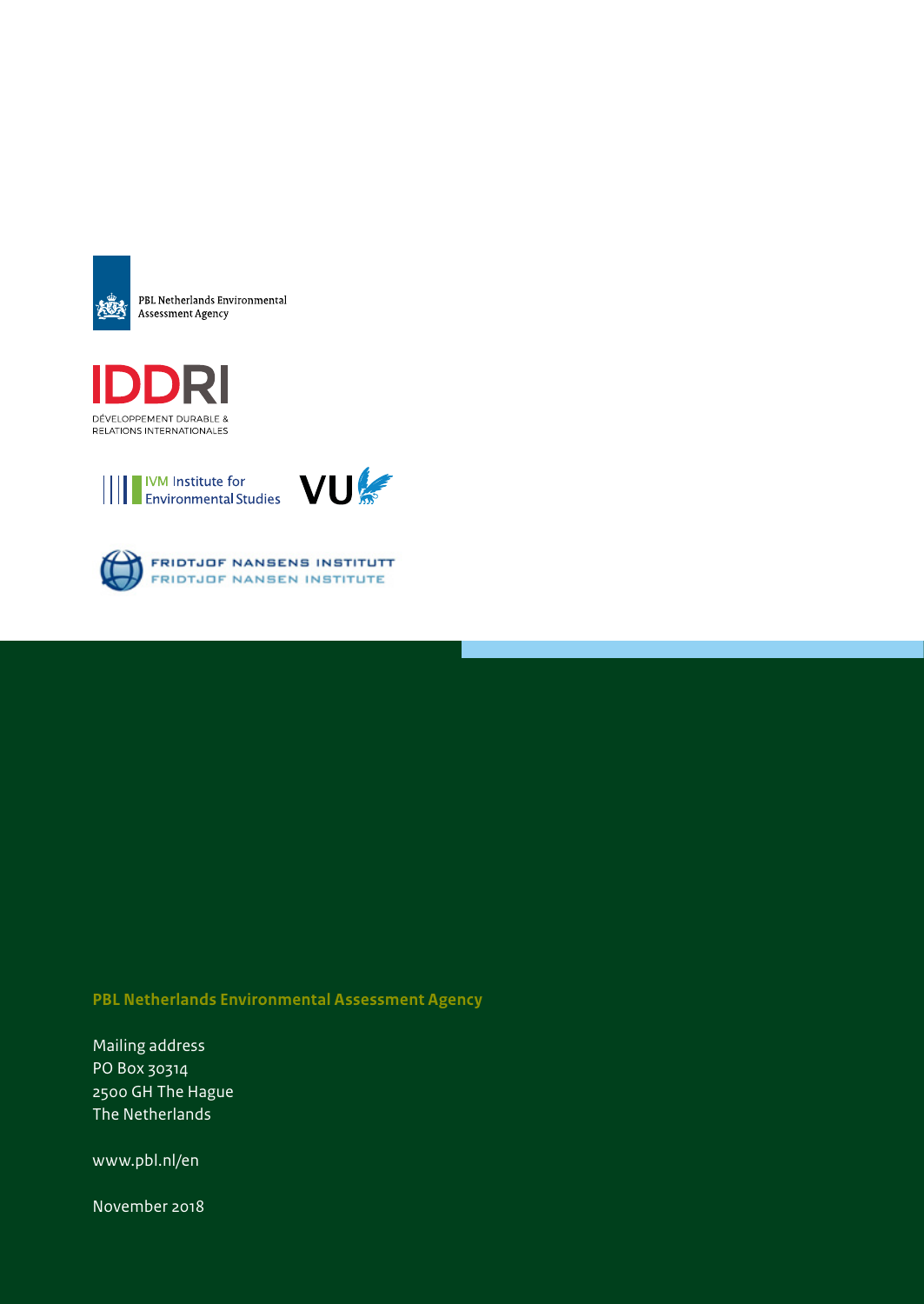PBL Netherlands Environmental Assessment Agency

IDDRI
DÉVELOPPEMENT DURABLE &
RELATIONS INTERNATIONALES

IVM Institute for Environmental Studies

VU

FRIDTJOF NANSENS INSTITUTT
FRIDTJOF NANSEN INSTITUTE

**PBL Netherlands Environmental Assessment Agency**

Mailing address
PO Box 30314
2500 GH The Hague
The Netherlands

www.pbl.nl/en

November 2018